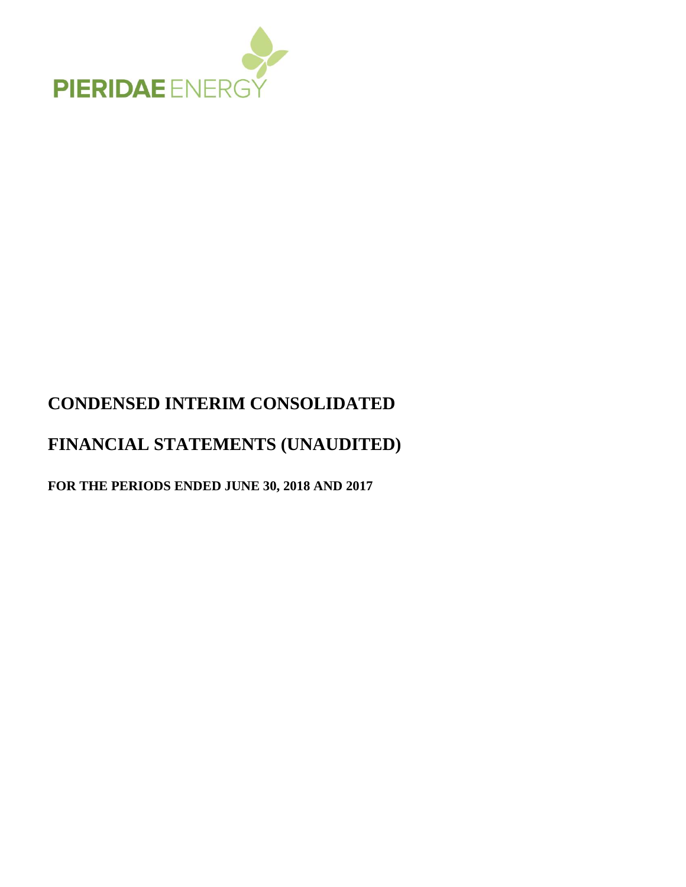PIERIDAE ENERGY

# CONDENSED INTERIM CONSOLIDATED

# FINANCIAL STATEMENTS (UNAUDITED)

**FOR THE PERIODS ENDED JUNE 30, 2018 AND 2017**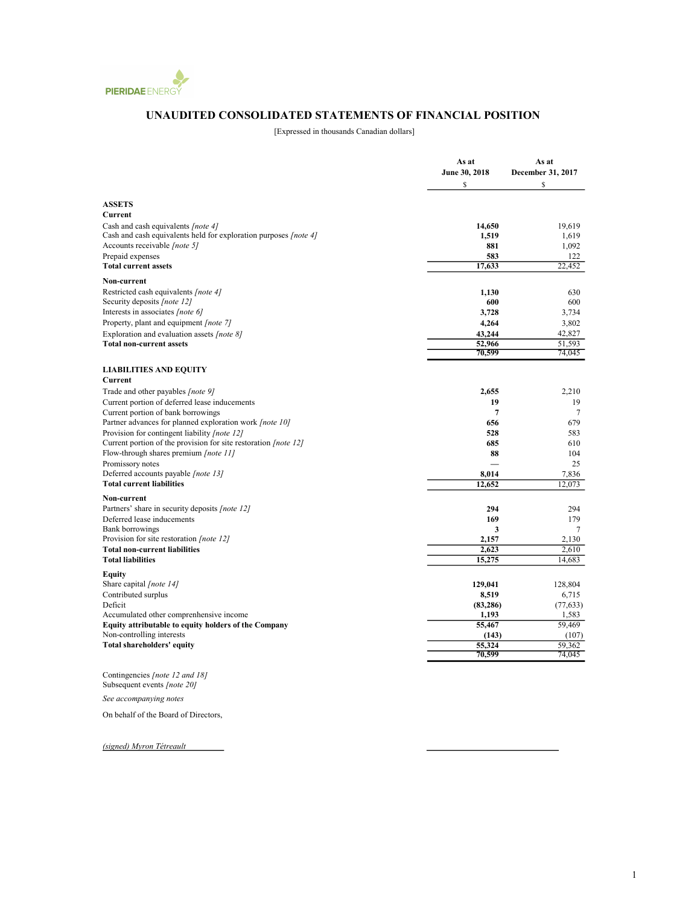PIERIDAE ENERGY

# UNAUDITED CONSOLIDATED STATEMENTS OF FINANCIAL POSITION

[Expressed in thousands Canadian dollars]

| | As at June 30, 2018 | As at December 31, 2017 |
|---|---|---|
| | $ | $ |
| **ASSETS** | | |
| **Current** | | |
| Cash and cash equivalents *[note 4]* | **14,650** | 19,619 |
| Cash and cash equivalents held for exploration purposes *[note 4]* | **1,519** | 1,619 |
| Accounts receivable *[note 5]* | **881** | 1,092 |
| Prepaid expenses | **583** | 122 |
| **Total current assets** | **17,633** | 22,452 |
| **Non-current** | | |
| Restricted cash equivalents *[note 4]* | **1,130** | 630 |
| Security deposits *[note 12]* | **600** | 600 |
| Interests in associates *[note 6]* | **3,728** | 3,734 |
| Property, plant and equipment *[note 7]* | **4,264** | 3,802 |
| Exploration and evaluation assets *[note 8]* | **43,244** | 42,827 |
| **Total non-current assets** | **52,966** | 51,593 |
| | **70,599** | 74,045 |
| **LIABILITIES AND EQUITY** | | |
| **Current** | | |
| Trade and other payables *[note 9]* | **2,655** | 2,210 |
| Current portion of deferred lease inducements | **19** | 19 |
| Current portion of bank borrowings | **7** | 7 |
| Partner advances for planned exploration work *[note 10]* | **656** | 679 |
| Provision for contingent liability *[note 12]* | **528** | 583 |
| Current portion of the provision for site restoration *[note 12]* | **685** | 610 |
| Flow-through shares premium *[note 11]* | **88** | 104 |
| Promissory notes | **—** | 25 |
| Deferred accounts payable *[note 13]* | **8,014** | 7,836 |
| **Total current liabilities** | **12,652** | 12,073 |
| **Non-current** | | |
| Partners' share in security deposits *[note 12]* | **294** | 294 |
| Deferred lease inducements | **169** | 179 |
| Bank borrowings | **3** | 7 |
| Provision for site restoration *[note 12]* | **2,157** | 2,130 |
| **Total non-current liabilities** | **2,623** | 2,610 |
| **Total liabilities** | **15,275** | 14,683 |
| **Equity** | | |
| Share capital *[note 14]* | **129,041** | 128,804 |
| Contributed surplus | **8,519** | 6,715 |
| Deficit | **(83,286)** | (77,633) |
| Accumulated other comprehensive income | **1,193** | 1,583 |
| **Equity attributable to equity holders of the Company** | **55,467** | 59,469 |
| Non-controlling interests | **(143)** | (107) |
| **Total shareholders' equity** | **55,324** | 59,362 |
| | **70,599** | 74,045 |

Contingencies *[note 12 and 18]*
Subsequent events *[note 20]*

*See accompanying notes*

On behalf of the Board of Directors,

*(signed) Myron Tétreault*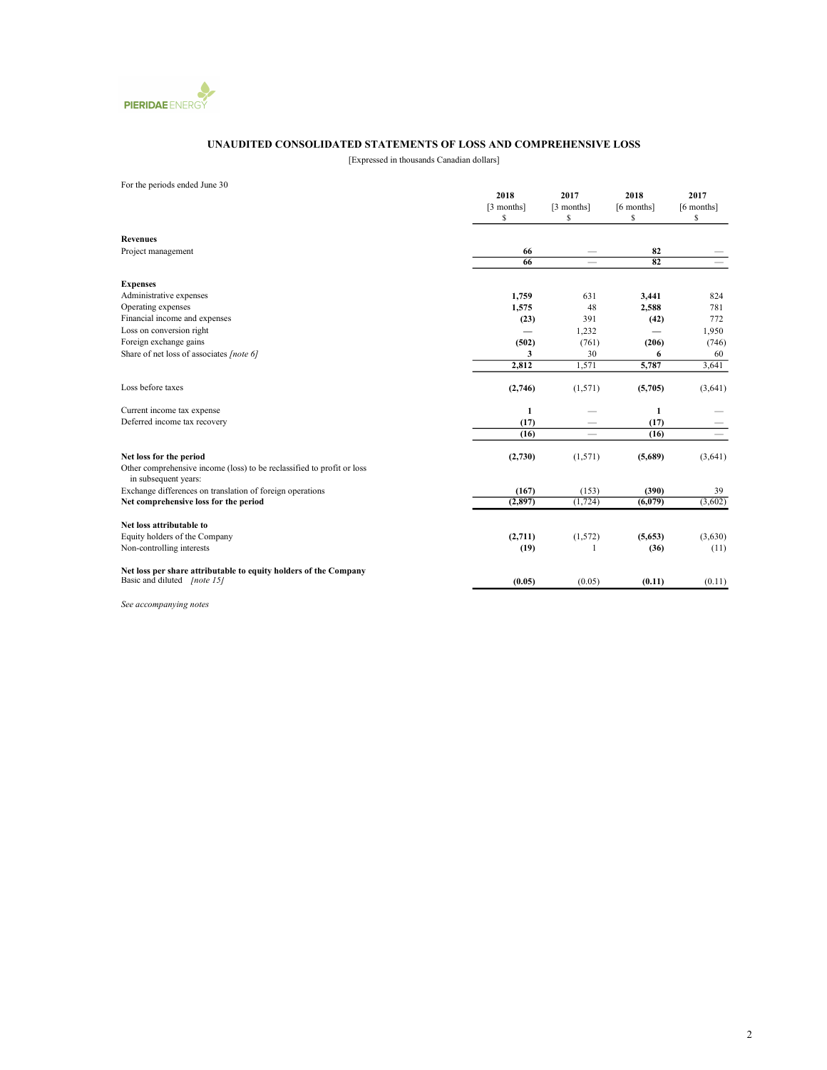PIERIDAE ENERGY

## UNAUDITED CONSOLIDATED STATEMENTS OF LOSS AND COMPREHENSIVE LOSS

[Expressed in thousands Canadian dollars]

For the periods ended June 30

| | 2018 [3 months] $ | 2017 [3 months] $ | 2018 [6 months] $ | 2017 [6 months] $ |
|---|---|---|---|---|
| **Revenues** | | | | |
| Project management | **66** | — | **82** | — |
| | **66** | — | **82** | — |
| **Expenses** | | | | |
| Administrative expenses | **1,759** | 631 | **3,441** | 824 |
| Operating expenses | **1,575** | 48 | **2,588** | 781 |
| Financial income and expenses | **(23)** | 391 | **(42)** | 772 |
| Loss on conversion right | — | 1,232 | — | 1,950 |
| Foreign exchange gains | **(502)** | (761) | **(206)** | (746) |
| Share of net loss of associates *[note 6]* | **3** | 30 | **6** | 60 |
| | **2,812** | 1,571 | **5,787** | 3,641 |
| Loss before taxes | **(2,746)** | (1,571) | **(5,705)** | (3,641) |
| Current income tax expense | **1** | — | **1** | — |
| Deferred income tax recovery | **(17)** | — | **(17)** | — |
| | **(16)** | — | **(16)** | — |
| **Net loss for the period** | **(2,730)** | (1,571) | **(5,689)** | (3,641) |
| Other comprehensive income (loss) to be reclassified to profit or loss in subsequent years: | | | | |
| Exchange differences on translation of foreign operations | **(167)** | (153) | **(390)** | 39 |
| **Net comprehensive loss for the period** | **(2,897)** | (1,724) | **(6,079)** | (3,602) |
| **Net loss attributable to** | | | | |
| Equity holders of the Company | **(2,711)** | (1,572) | **(5,653)** | (3,630) |
| Non-controlling interests | **(19)** | 1 | **(36)** | (11) |
| **Net loss per share attributable to equity holders of the Company** | | | | |
| Basic and diluted *[note 15]* | **(0.05)** | (0.05) | **(0.11)** | (0.11) |

*See accompanying notes*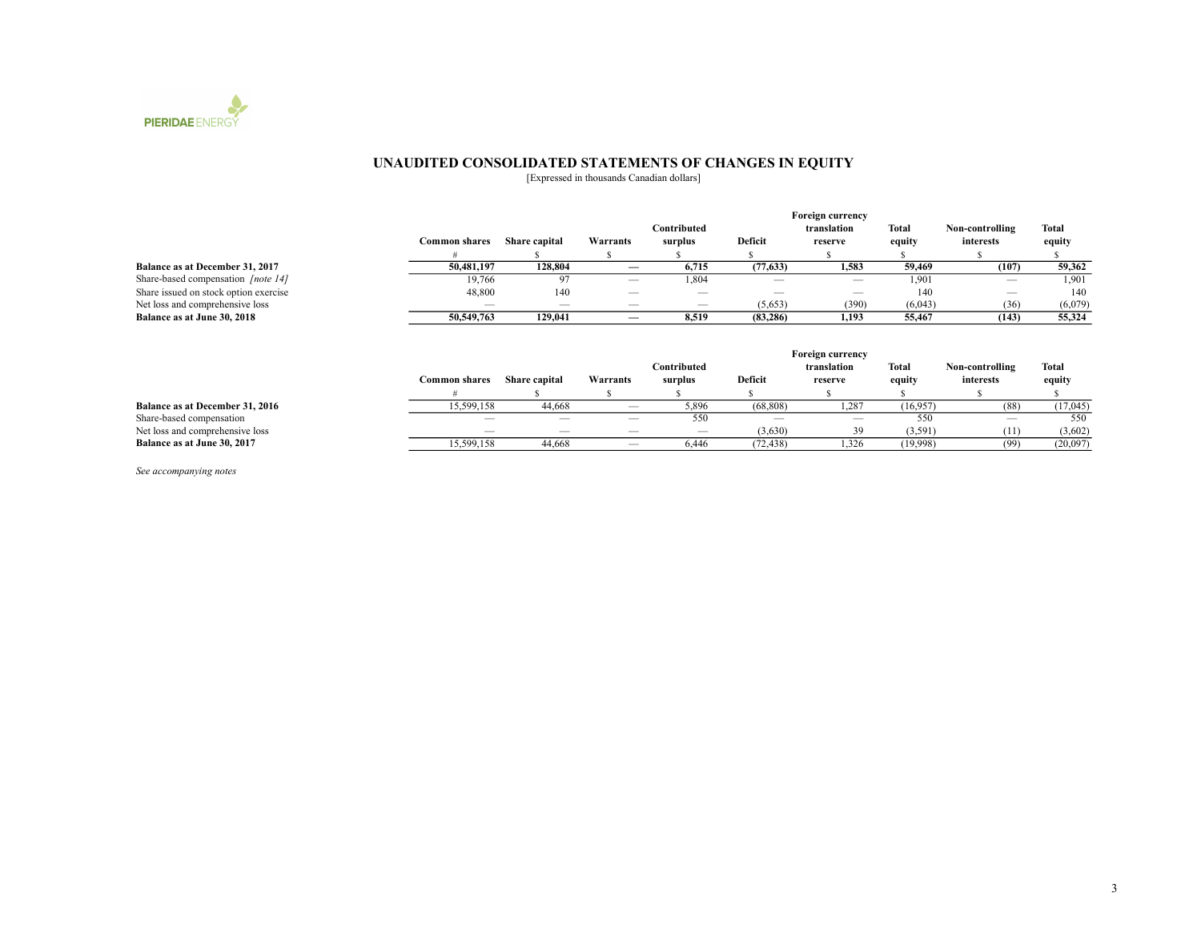PIERIDAE ENERGY

## UNAUDITED CONSOLIDATED STATEMENTS OF CHANGES IN EQUITY

[Expressed in thousands Canadian dollars]

| | Common shares | Share capital | Warrants | Contributed surplus | Deficit | Foreign currency translation reserve | Total equity | Non-controlling interests | Total equity |
|---|---|---|---|---|---|---|---|---|---|
| | # | $ | $ | $ | $ | $ | $ | $ | $ |
| **Balance as at December 31, 2017** | **50,481,197** | **128,804** | **—** | **6,715** | **(77,633)** | **1,583** | **59,469** | **(107)** | **59,362** |
| Share-based compensation *[note 14]* | 19,766 | 97 | — | 1,804 | — | — | 1,901 | — | 1,901 |
| Share issued on stock option exercise | 48,800 | 140 | — | — | — | — | 140 | — | 140 |
| Net loss and comprehensive loss | — | — | — | — | (5,653) | (390) | (6,043) | (36) | (6,079) |
| **Balance as at June 30, 2018** | **50,549,763** | **129,041** | **—** | **8,519** | **(83,286)** | **1,193** | **55,467** | **(143)** | **55,324** |

| | Common shares | Share capital | Warrants | Contributed surplus | Deficit | Foreign currency translation reserve | Total equity | Non-controlling interests | Total equity |
|---|---|---|---|---|---|---|---|---|---|
| | # | $ | $ | $ | $ | $ | $ | $ | $ |
| **Balance as at December 31, 2016** | 15,599,158 | 44,668 | — | 5,896 | (68,808) | 1,287 | (16,957) | (88) | (17,045) |
| Share-based compensation | — | — | — | 550 | — | — | 550 | — | 550 |
| Net loss and comprehensive loss | — | — | — | — | (3,630) | 39 | (3,591) | (11) | (3,602) |
| **Balance as at June 30, 2017** | 15,599,158 | 44,668 | — | 6,446 | (72,438) | 1,326 | (19,998) | (99) | (20,097) |

*See accompanying notes*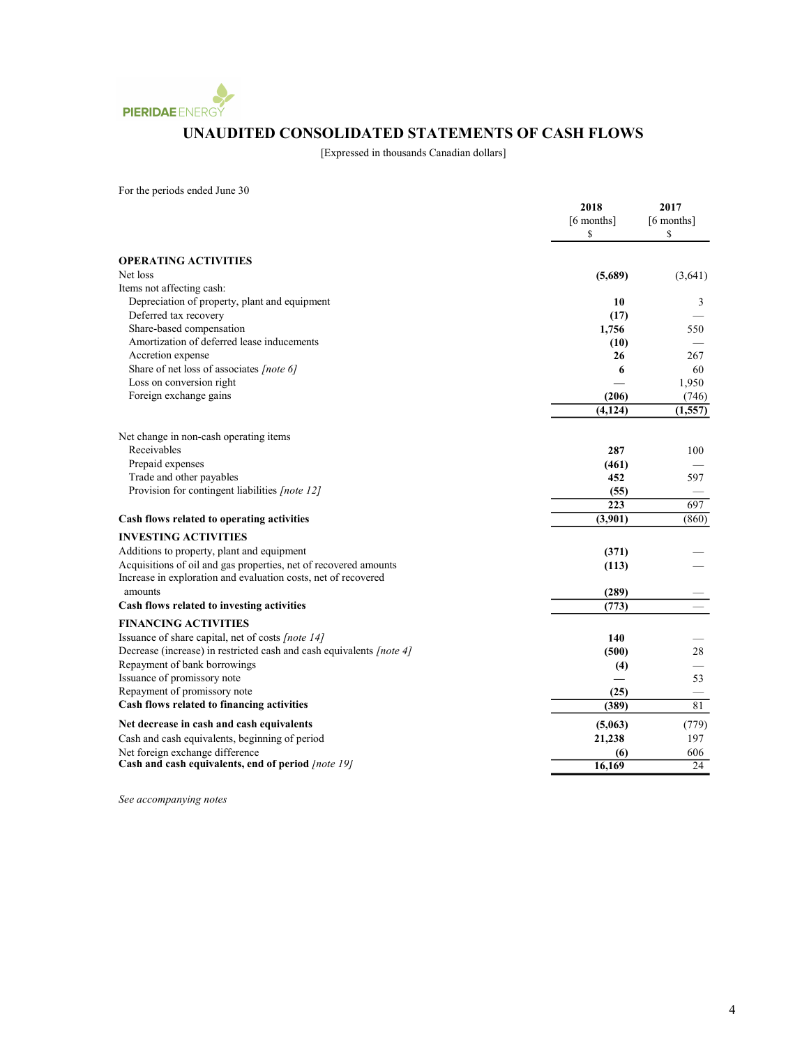PIERIDAE ENERGY

# UNAUDITED CONSOLIDATED STATEMENTS OF CASH FLOWS

[Expressed in thousands Canadian dollars]

For the periods ended June 30

| | 2018 [6 months] $ | 2017 [6 months] $ |
|---|---|---|
| **OPERATING ACTIVITIES** | | |
| Net loss | **(5,689)** | (3,641) |
| Items not affecting cash: | | |
| Depreciation of property, plant and equipment | **10** | 3 |
| Deferred tax recovery | **(17)** | — |
| Share-based compensation | **1,756** | 550 |
| Amortization of deferred lease inducements | **(10)** | — |
| Accretion expense | **26** | 267 |
| Share of net loss of associates *[note 6]* | **6** | 60 |
| Loss on conversion right | **—** | 1,950 |
| Foreign exchange gains | **(206)** | (746) |
| | **(4,124)** | (1,557) |
| Net change in non-cash operating items | | |
| Receivables | **287** | 100 |
| Prepaid expenses | **(461)** | — |
| Trade and other payables | **452** | 597 |
| Provision for contingent liabilities *[note 12]* | **(55)** | — |
| | **223** | 697 |
| **Cash flows related to operating activities** | **(3,901)** | (860) |
| **INVESTING ACTIVITIES** | | |
| Additions to property, plant and equipment | **(371)** | — |
| Acquisitions of oil and gas properties, net of recovered amounts | **(113)** | — |
| Increase in exploration and evaluation costs, net of recovered amounts | **(289)** | — |
| **Cash flows related to investing activities** | **(773)** | — |
| **FINANCING ACTIVITIES** | | |
| Issuance of share capital, net of costs *[note 14]* | **140** | — |
| Decrease (increase) in restricted cash and cash equivalents *[note 4]* | **(500)** | 28 |
| Repayment of bank borrowings | **(4)** | — |
| Issuance of promissory note | **—** | 53 |
| Repayment of promissory note | **(25)** | — |
| **Cash flows related to financing activities** | **(389)** | 81 |
| **Net decrease in cash and cash equivalents** | **(5,063)** | (779) |
| Cash and cash equivalents, beginning of period | **21,238** | 197 |
| Net foreign exchange difference | **(6)** | 606 |
| **Cash and cash equivalents, end of period** *[note 19]* | **16,169** | 24 |

*See accompanying notes*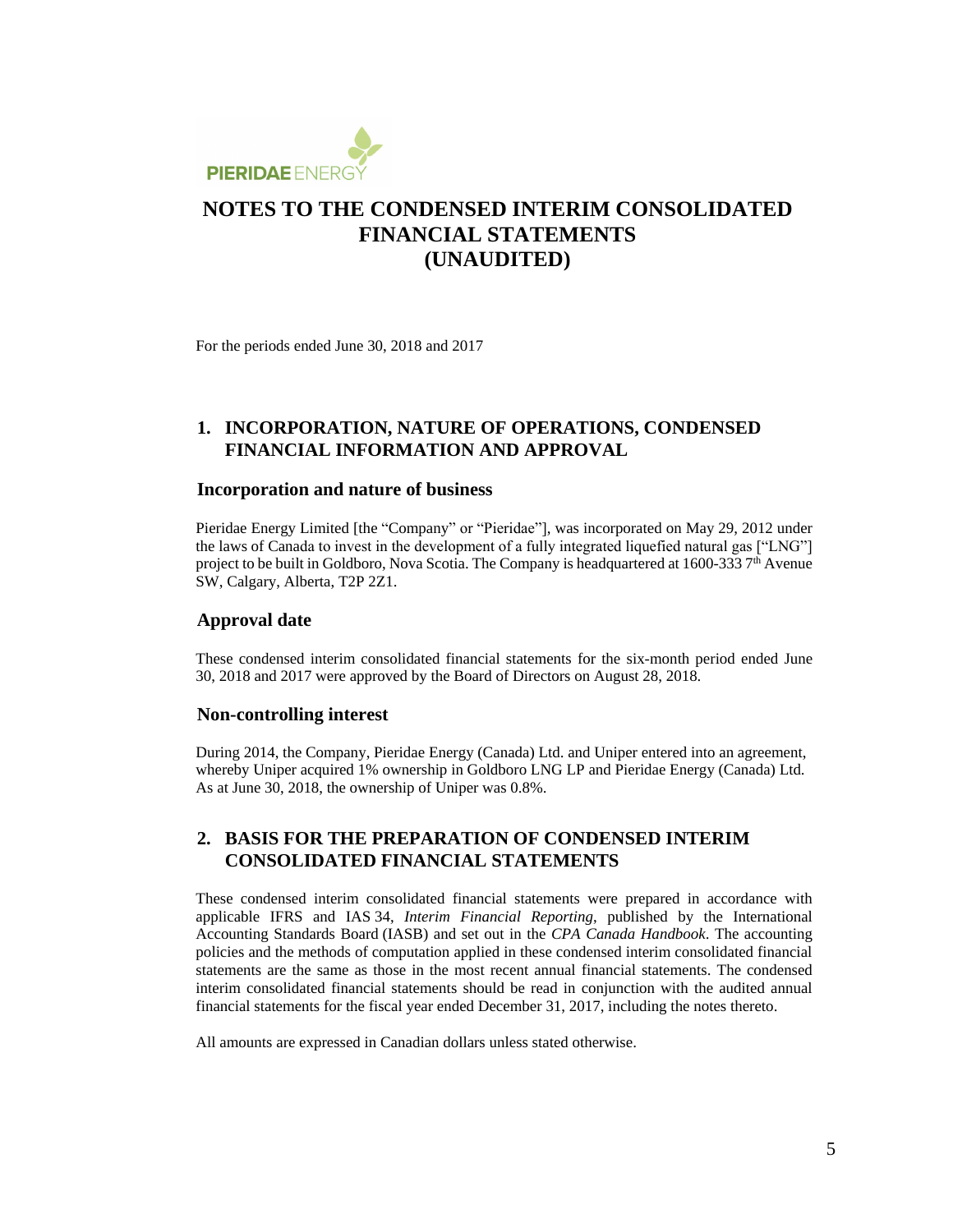# NOTES TO THE CONDENSED INTERIM CONSOLIDATED FINANCIAL STATEMENTS (UNAUDITED)

For the periods ended June 30, 2018 and 2017

## 1. INCORPORATION, NATURE OF OPERATIONS, CONDENSED FINANCIAL INFORMATION AND APPROVAL

### Incorporation and nature of business

Pieridae Energy Limited [the "Company" or "Pieridae"], was incorporated on May 29, 2012 under the laws of Canada to invest in the development of a fully integrated liquefied natural gas ["LNG"] project to be built in Goldboro, Nova Scotia. The Company is headquartered at 1600-333 7th Avenue SW, Calgary, Alberta, T2P 2Z1.

### Approval date

These condensed interim consolidated financial statements for the six-month period ended June 30, 2018 and 2017 were approved by the Board of Directors on August 28, 2018.

### Non-controlling interest

During 2014, the Company, Pieridae Energy (Canada) Ltd. and Uniper entered into an agreement, whereby Uniper acquired 1% ownership in Goldboro LNG LP and Pieridae Energy (Canada) Ltd. As at June 30, 2018, the ownership of Uniper was 0.8%.

## 2. BASIS FOR THE PREPARATION OF CONDENSED INTERIM CONSOLIDATED FINANCIAL STATEMENTS

These condensed interim consolidated financial statements were prepared in accordance with applicable IFRS and IAS 34, *Interim Financial Reporting*, published by the International Accounting Standards Board (IASB) and set out in the *CPA Canada Handbook*. The accounting policies and the methods of computation applied in these condensed interim consolidated financial statements are the same as those in the most recent annual financial statements. The condensed interim consolidated financial statements should be read in conjunction with the audited annual financial statements for the fiscal year ended December 31, 2017, including the notes thereto.

All amounts are expressed in Canadian dollars unless stated otherwise.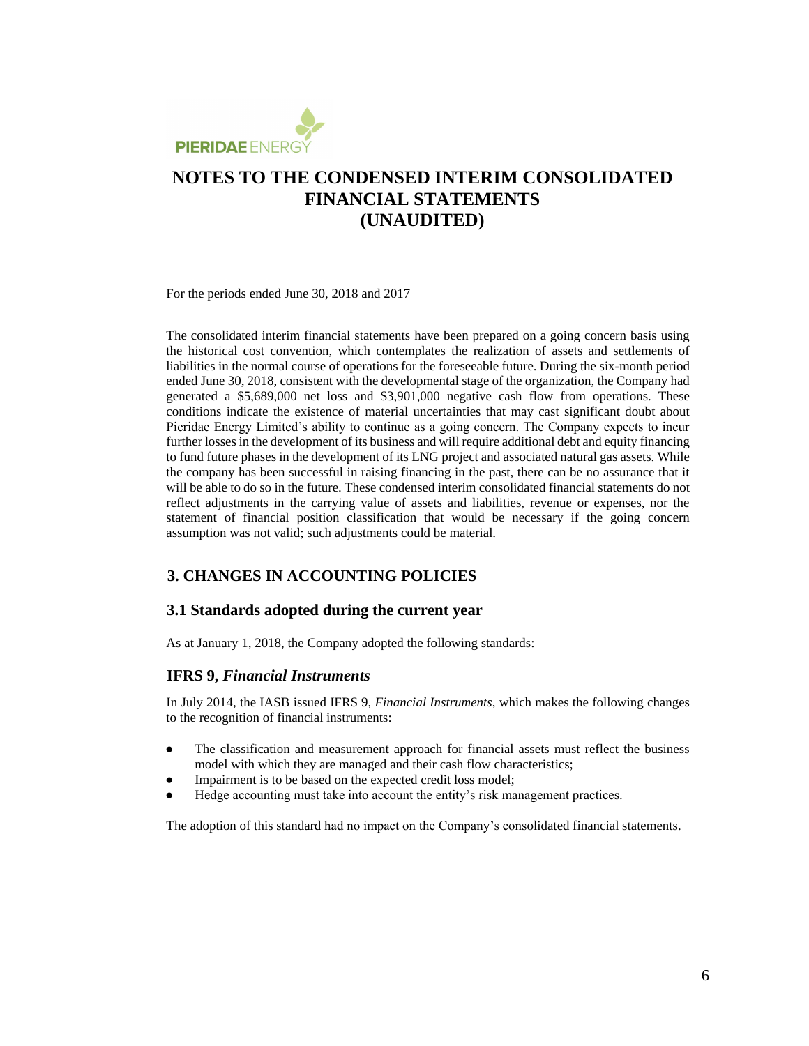# NOTES TO THE CONDENSED INTERIM CONSOLIDATED FINANCIAL STATEMENTS (UNAUDITED)

For the periods ended June 30, 2018 and 2017

The consolidated interim financial statements have been prepared on a going concern basis using the historical cost convention, which contemplates the realization of assets and settlements of liabilities in the normal course of operations for the foreseeable future. During the six-month period ended June 30, 2018, consistent with the developmental stage of the organization, the Company had generated a $5,689,000 net loss and $3,901,000 negative cash flow from operations. These conditions indicate the existence of material uncertainties that may cast significant doubt about Pieridae Energy Limited's ability to continue as a going concern. The Company expects to incur further losses in the development of its business and will require additional debt and equity financing to fund future phases in the development of its LNG project and associated natural gas assets. While the company has been successful in raising financing in the past, there can be no assurance that it will be able to do so in the future. These condensed interim consolidated financial statements do not reflect adjustments in the carrying value of assets and liabilities, revenue or expenses, nor the statement of financial position classification that would be necessary if the going concern assumption was not valid; such adjustments could be material.

## 3. CHANGES IN ACCOUNTING POLICIES

### 3.1 Standards adopted during the current year

As at January 1, 2018, the Company adopted the following standards:

### IFRS 9, *Financial Instruments*

In July 2014, the IASB issued IFRS 9, *Financial Instruments,* which makes the following changes to the recognition of financial instruments:

- The classification and measurement approach for financial assets must reflect the business model with which they are managed and their cash flow characteristics;
- Impairment is to be based on the expected credit loss model;
- Hedge accounting must take into account the entity's risk management practices.

The adoption of this standard had no impact on the Company's consolidated financial statements.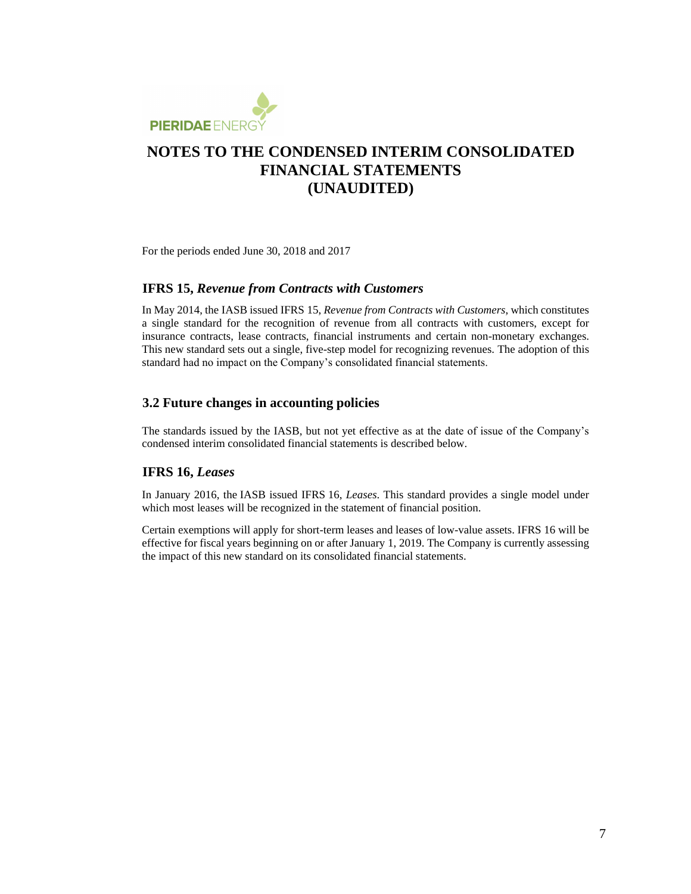# NOTES TO THE CONDENSED INTERIM CONSOLIDATED FINANCIAL STATEMENTS (UNAUDITED)

For the periods ended June 30, 2018 and 2017

### IFRS 15, *Revenue from Contracts with Customers*

In May 2014, the IASB issued IFRS 15, *Revenue from Contracts with Customers*, which constitutes a single standard for the recognition of revenue from all contracts with customers, except for insurance contracts, lease contracts, financial instruments and certain non-monetary exchanges. This new standard sets out a single, five-step model for recognizing revenues. The adoption of this standard had no impact on the Company's consolidated financial statements.

## 3.2 Future changes in accounting policies

The standards issued by the IASB, but not yet effective as at the date of issue of the Company's condensed interim consolidated financial statements is described below.

### IFRS 16, *Leases*

In January 2016, the IASB issued IFRS 16, *Leases*. This standard provides a single model under which most leases will be recognized in the statement of financial position.

Certain exemptions will apply for short-term leases and leases of low-value assets. IFRS 16 will be effective for fiscal years beginning on or after January 1, 2019. The Company is currently assessing the impact of this new standard on its consolidated financial statements.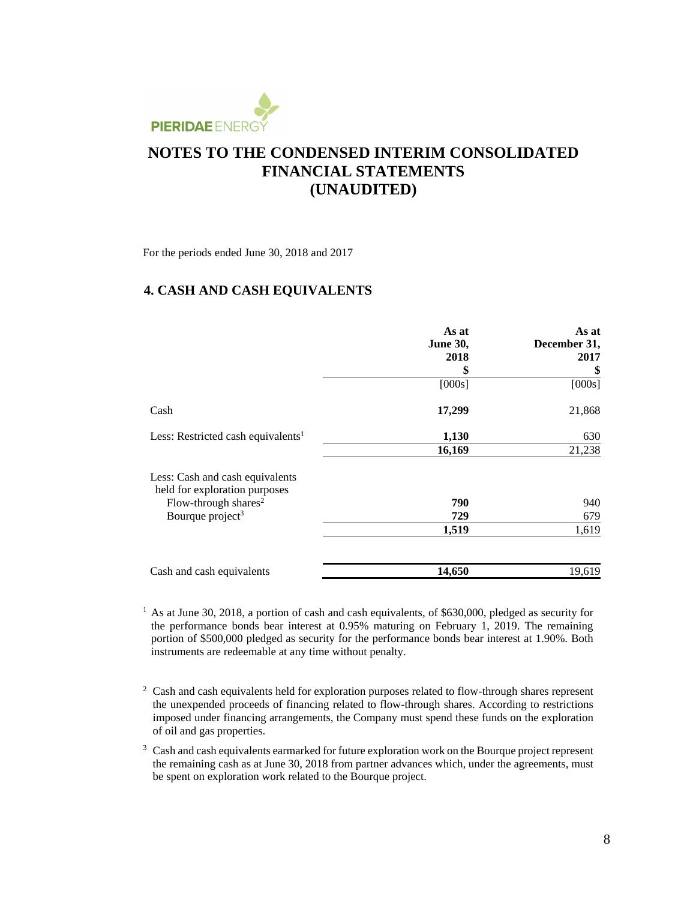# NOTES TO THE CONDENSED INTERIM CONSOLIDATED FINANCIAL STATEMENTS (UNAUDITED)

For the periods ended June 30, 2018 and 2017

## 4. CASH AND CASH EQUIVALENTS

| | As at June 30, 2018 $ | As at December 31, 2017 $ |
|---|---|---|
| | [000s] | [000s] |
| Cash | **17,299** | 21,868 |
| Less: Restricted cash equivalents[1] | **1,130** | 630 |
| | **16,169** | 21,238 |
| Less: Cash and cash equivalents held for exploration purposes | | |
| Flow-through shares[2] | **790** | 940 |
| Bourque project[3] | **729** | 679 |
| | **1,519** | 1,619 |
| Cash and cash equivalents | **14,650** | 19,619 |

[1] As at June 30, 2018, a portion of cash and cash equivalents, of $630,000, pledged as security for the performance bonds bear interest at 0.95% maturing on February 1, 2019. The remaining portion of $500,000 pledged as security for the performance bonds bear interest at 1.90%. Both instruments are redeemable at any time without penalty.

[2] Cash and cash equivalents held for exploration purposes related to flow-through shares represent the unexpended proceeds of financing related to flow-through shares. According to restrictions imposed under financing arrangements, the Company must spend these funds on the exploration of oil and gas properties.

[3] Cash and cash equivalents earmarked for future exploration work on the Bourque project represent the remaining cash as at June 30, 2018 from partner advances which, under the agreements, must be spent on exploration work related to the Bourque project.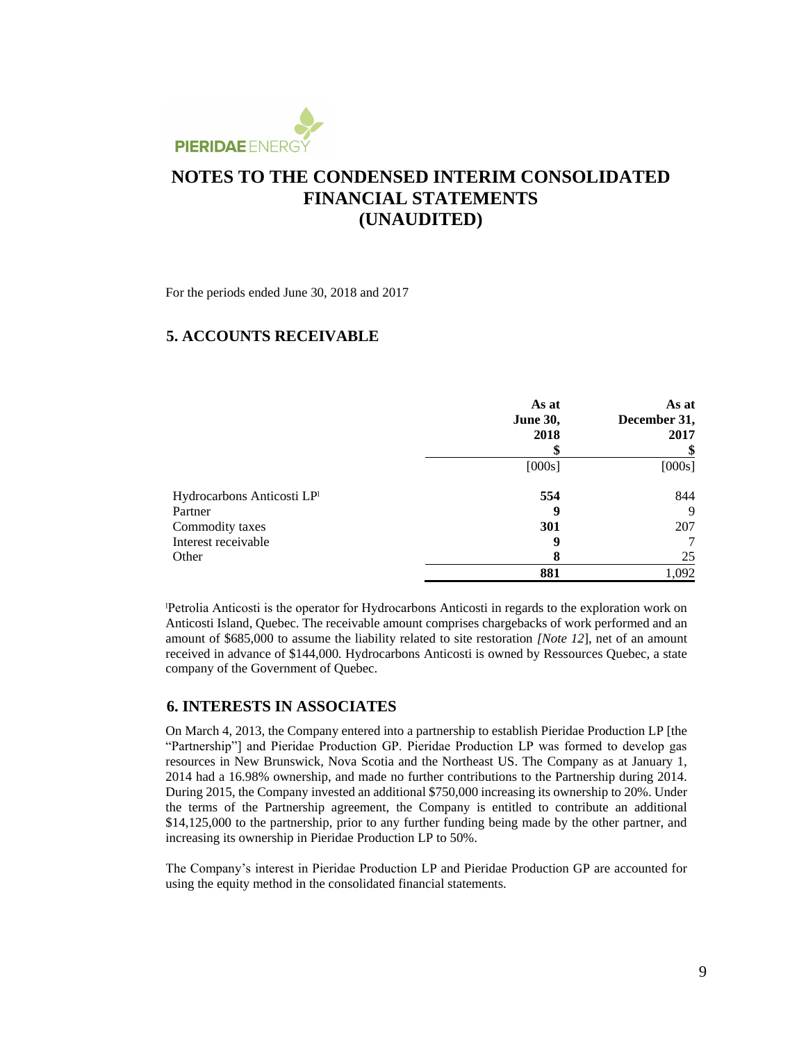# NOTES TO THE CONDENSED INTERIM CONSOLIDATED FINANCIAL STATEMENTS (UNAUDITED)

For the periods ended June 30, 2018 and 2017

## 5. ACCOUNTS RECEIVABLE

| | As at June 30, 2018 $ | As at December 31, 2017 $ |
|---|---|---|
| | [000s] | [000s] |
| Hydrocarbons Anticosti LP[i] | **554** | 844 |
| Partner | **9** | 9 |
| Commodity taxes | **301** | 207 |
| Interest receivable | **9** | 7 |
| Other | **8** | 25 |
| | **881** | 1,092 |

[i]Petrolia Anticosti is the operator for Hydrocarbons Anticosti in regards to the exploration work on Anticosti Island, Quebec. The receivable amount comprises chargebacks of work performed and an amount of $685,000 to assume the liability related to site restoration *[Note 12]*, net of an amount received in advance of $144,000. Hydrocarbons Anticosti is owned by Ressources Quebec, a state company of the Government of Quebec.

## 6. INTERESTS IN ASSOCIATES

On March 4, 2013, the Company entered into a partnership to establish Pieridae Production LP [the "Partnership"] and Pieridae Production GP. Pieridae Production LP was formed to develop gas resources in New Brunswick, Nova Scotia and the Northeast US. The Company as at January 1, 2014 had a 16.98% ownership, and made no further contributions to the Partnership during 2014. During 2015, the Company invested an additional $750,000 increasing its ownership to 20%. Under the terms of the Partnership agreement, the Company is entitled to contribute an additional $14,125,000 to the partnership, prior to any further funding being made by the other partner, and increasing its ownership in Pieridae Production LP to 50%.

The Company's interest in Pieridae Production LP and Pieridae Production GP are accounted for using the equity method in the consolidated financial statements.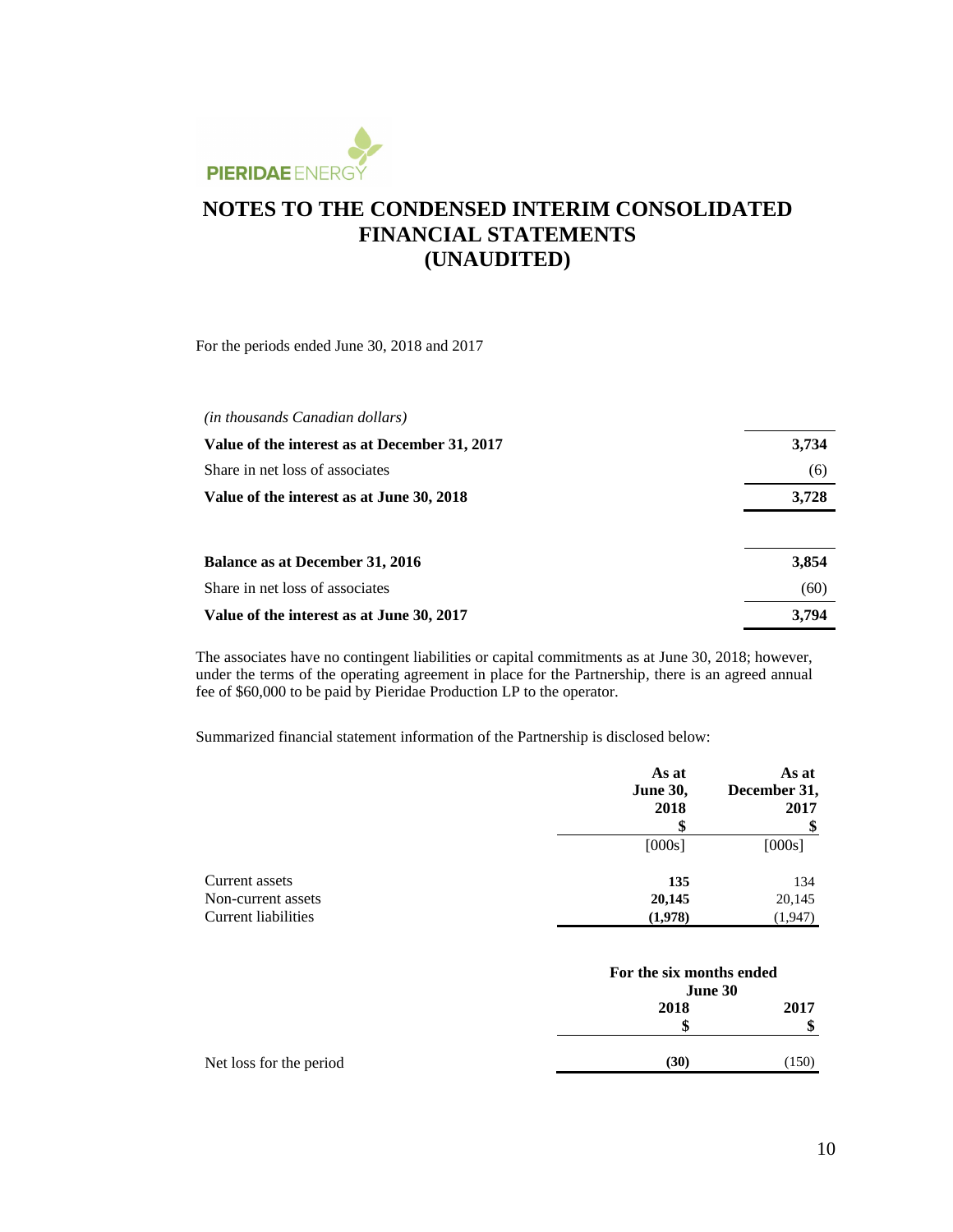# NOTES TO THE CONDENSED INTERIM CONSOLIDATED FINANCIAL STATEMENTS (UNAUDITED)

For the periods ended June 30, 2018 and 2017

| *(in thousands Canadian dollars)* | |
|---|---|
| **Value of the interest as at December 31, 2017** | **3,734** |
| Share in net loss of associates | (6) |
| **Value of the interest as at June 30, 2018** | **3,728** |
| | |
| **Balance as at December 31, 2016** | **3,854** |
| Share in net loss of associates | (60) |
| **Value of the interest as at June 30, 2017** | **3,794** |

The associates have no contingent liabilities or capital commitments as at June 30, 2018; however, under the terms of the operating agreement in place for the Partnership, there is an agreed annual fee of $60,000 to be paid by Pieridae Production LP to the operator.

Summarized financial statement information of the Partnership is disclosed below:

| | **As at June 30, 2018** | **As at December 31, 2017** |
|---|---|---|
| | **$** | **$** |
| | [000s] | [000s] |
| Current assets | **135** | 134 |
| Non-current assets | **20,145** | 20,145 |
| Current liabilities | **(1,978)** | (1,947) |

| | **For the six months ended June 30** | |
|---|---|---|
| | **2018** | **2017** |
| | **$** | **$** |
| Net loss for the period | **(30)** | (150) |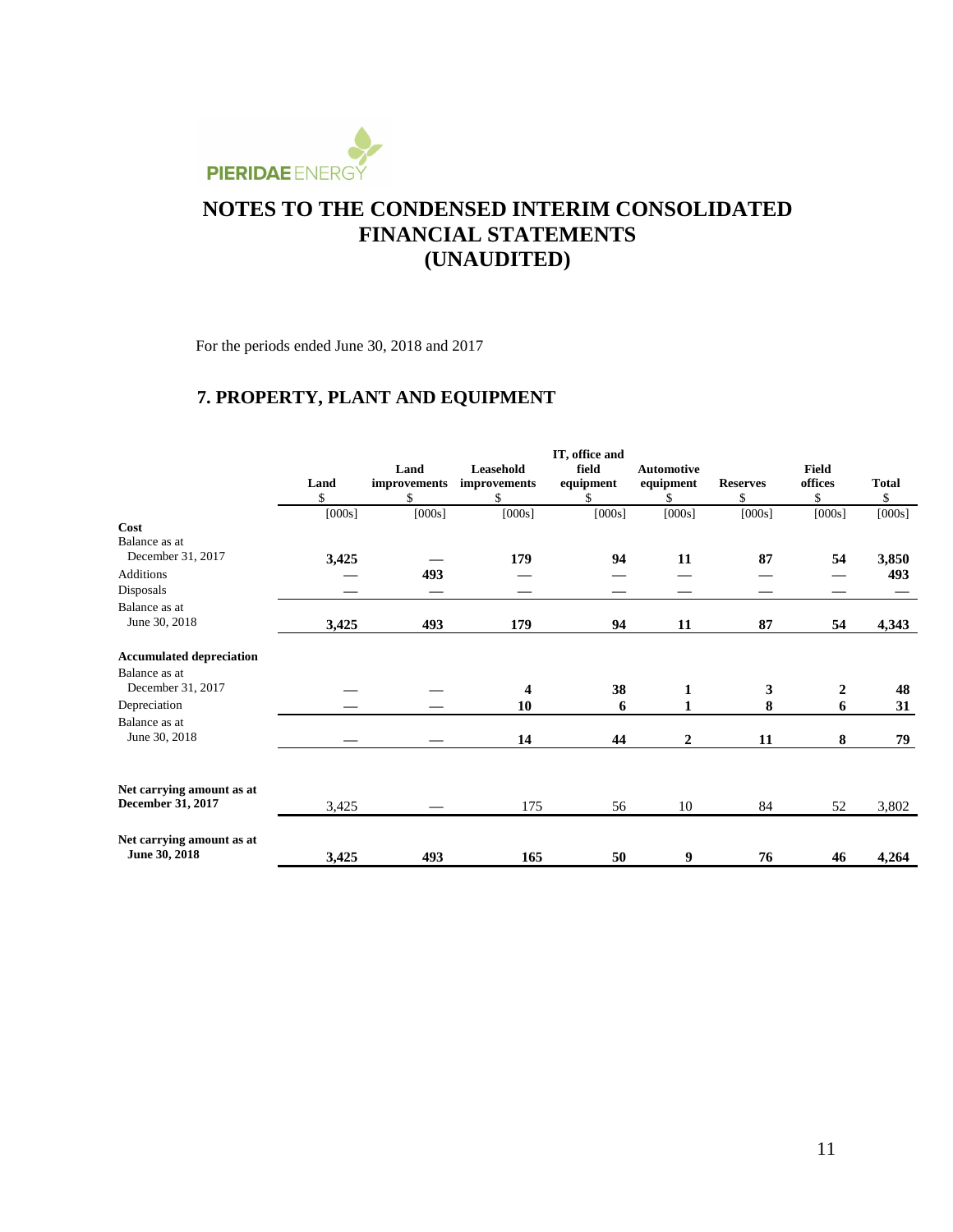# NOTES TO THE CONDENSED INTERIM CONSOLIDATED FINANCIAL STATEMENTS (UNAUDITED)

For the periods ended June 30, 2018 and 2017

## 7. PROPERTY, PLANT AND EQUIPMENT

| | Land $ | Land improvements $ | Leasehold improvements $ | IT, office and field equipment $ | Automotive equipment $ | Reserves $ | Field offices $ | Total $ |
|---|---|---|---|---|---|---|---|---|
| | [000s] | [000s] | [000s] | [000s] | [000s] | [000s] | [000s] | [000s] |
| **Cost** | | | | | | | | |
| Balance as at December 31, 2017 | **3,425** | — | **179** | **94** | **11** | **87** | **54** | **3,850** |
| Additions | — | **493** | — | — | — | — | — | **493** |
| Disposals | — | — | — | — | — | — | — | — |
| Balance as at June 30, 2018 | **3,425** | **493** | **179** | **94** | **11** | **87** | **54** | **4,343** |
| **Accumulated depreciation** | | | | | | | | |
| Balance as at December 31, 2017 | — | — | **4** | **38** | **1** | **3** | **2** | **48** |
| Depreciation | — | — | **10** | **6** | **1** | **8** | **6** | **31** |
| Balance as at June 30, 2018 | — | — | **14** | **44** | **2** | **11** | **8** | **79** |
| **Net carrying amount as at December 31, 2017** | 3,425 | — | 175 | 56 | 10 | 84 | 52 | 3,802 |
| **Net carrying amount as at June 30, 2018** | **3,425** | **493** | **165** | **50** | **9** | **76** | **46** | **4,264** |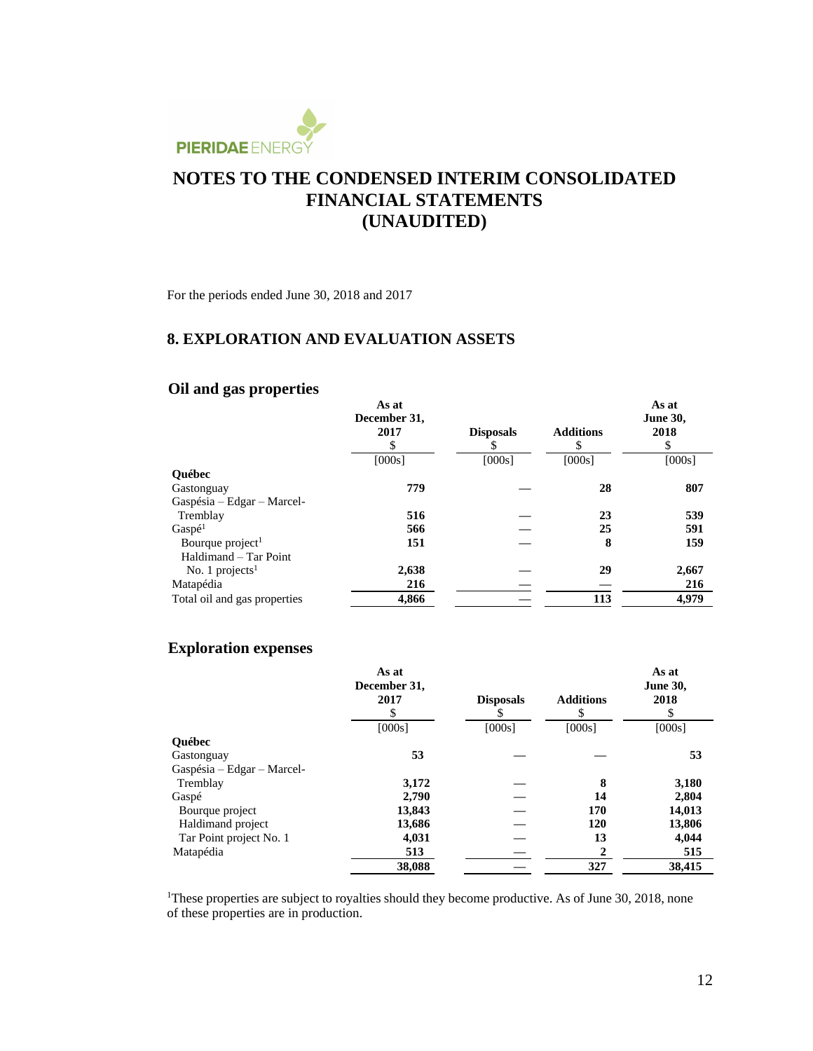# NOTES TO THE CONDENSED INTERIM CONSOLIDATED FINANCIAL STATEMENTS (UNAUDITED)

For the periods ended June 30, 2018 and 2017

## 8. EXPLORATION AND EVALUATION ASSETS

### Oil and gas properties

| | As at December 31, 2017 $ | Disposals $ | Additions $ | As at June 30, 2018 $ |
|---|---|---|---|---|
| | [000s] | [000s] | [000s] | [000s] |
| **Québec** | | | | |
| Gastonguay | **779** | — | **28** | **807** |
| Gaspésia – Edgar – Marcel-Tremblay | **516** | — | **23** | **539** |
| Gaspé[1] | **566** | — | **25** | **591** |
| Bourque project[1] | **151** | — | **8** | **159** |
| Haldimand – Tar Point No. 1 projects[1] | **2,638** | — | **29** | **2,667** |
| Matapédia | **216** | — | — | **216** |
| Total oil and gas properties | **4,866** | — | **113** | **4,979** |

### Exploration expenses

| | As at December 31, 2017 $ | Disposals $ | Additions $ | As at June 30, 2018 $ |
|---|---|---|---|---|
| | [000s] | [000s] | [000s] | [000s] |
| **Québec** | | | | |
| Gastonguay | **53** | — | — | **53** |
| Gaspésia – Edgar – Marcel-Tremblay | **3,172** | — | **8** | **3,180** |
| Gaspé | **2,790** | — | **14** | **2,804** |
| Bourque project | **13,843** | — | **170** | **14,013** |
| Haldimand project | **13,686** | — | **120** | **13,806** |
| Tar Point project No. 1 | **4,031** | — | **13** | **4,044** |
| Matapédia | **513** | — | **2** | **515** |
| | **38,088** | — | **327** | **38,415** |

[1]These properties are subject to royalties should they become productive. As of June 30, 2018, none of these properties are in production.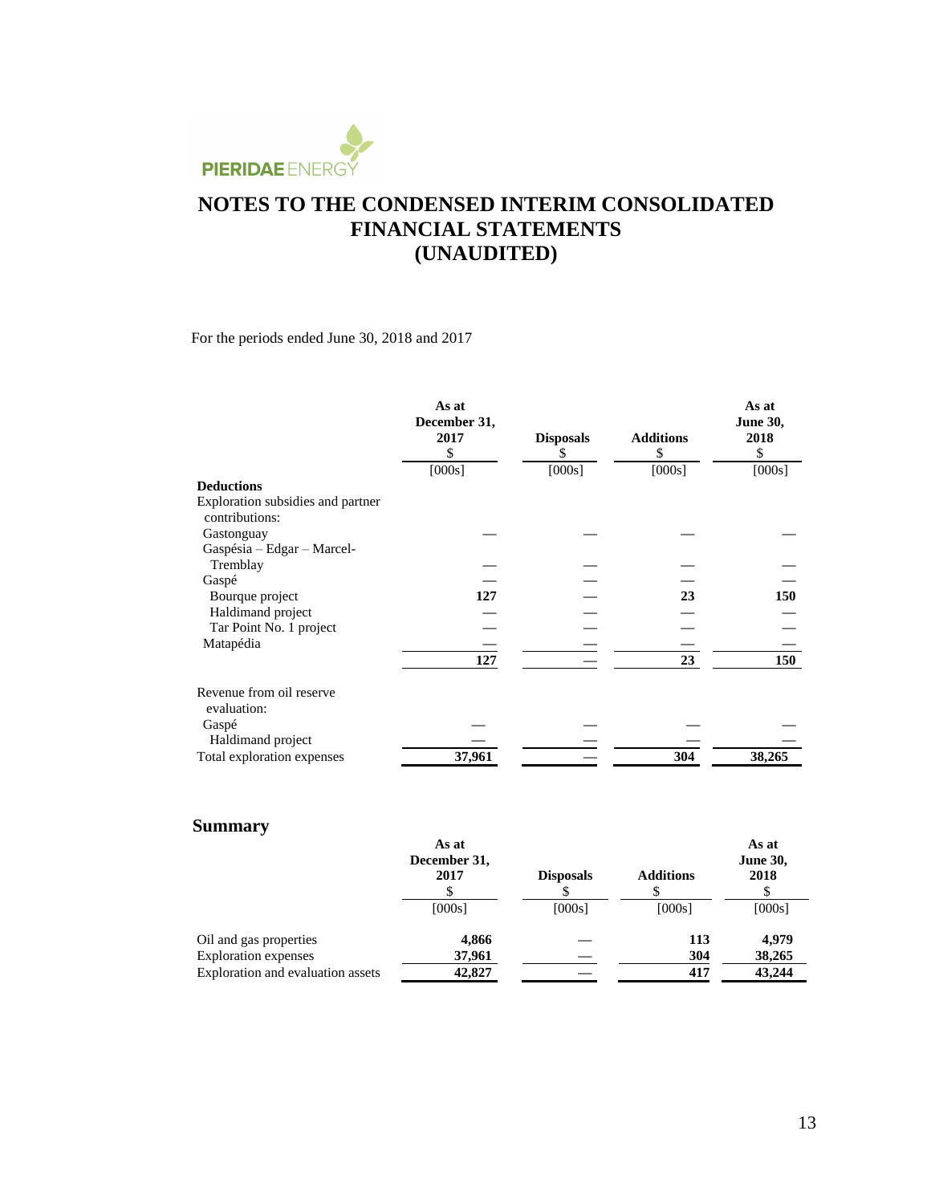# NOTES TO THE CONDENSED INTERIM CONSOLIDATED FINANCIAL STATEMENTS (UNAUDITED)

For the periods ended June 30, 2018 and 2017

| | As at December 31, 2017 $ [000s] | Disposals $ [000s] | Additions $ [000s] | As at June 30, 2018 $ [000s] |
|---|---|---|---|---|
| **Deductions** | | | | |
| Exploration subsidies and partner contributions: | | | | |
| Gastonguay | — | — | — | — |
| Gaspésia – Edgar – Marcel-Tremblay | — | — | — | — |
| Gaspé | — | — | — | — |
| Bourque project | 127 | — | 23 | 150 |
| Haldimand project | — | — | — | — |
| Tar Point No. 1 project | — | — | — | — |
| Matapédia | — | — | — | — |
| | 127 | — | 23 | 150 |
| Revenue from oil reserve evaluation: | | | | |
| Gaspé | — | — | — | — |
| Haldimand project | — | — | — | — |
| Total exploration expenses | 37,961 | — | 304 | 38,265 |

## Summary

| | As at December 31, 2017 $ [000s] | Disposals $ [000s] | Additions $ [000s] | As at June 30, 2018 $ [000s] |
|---|---|---|---|---|
| Oil and gas properties | 4,866 | — | 113 | 4,979 |
| Exploration expenses | 37,961 | — | 304 | 38,265 |
| Exploration and evaluation assets | 42,827 | — | 417 | 43,244 |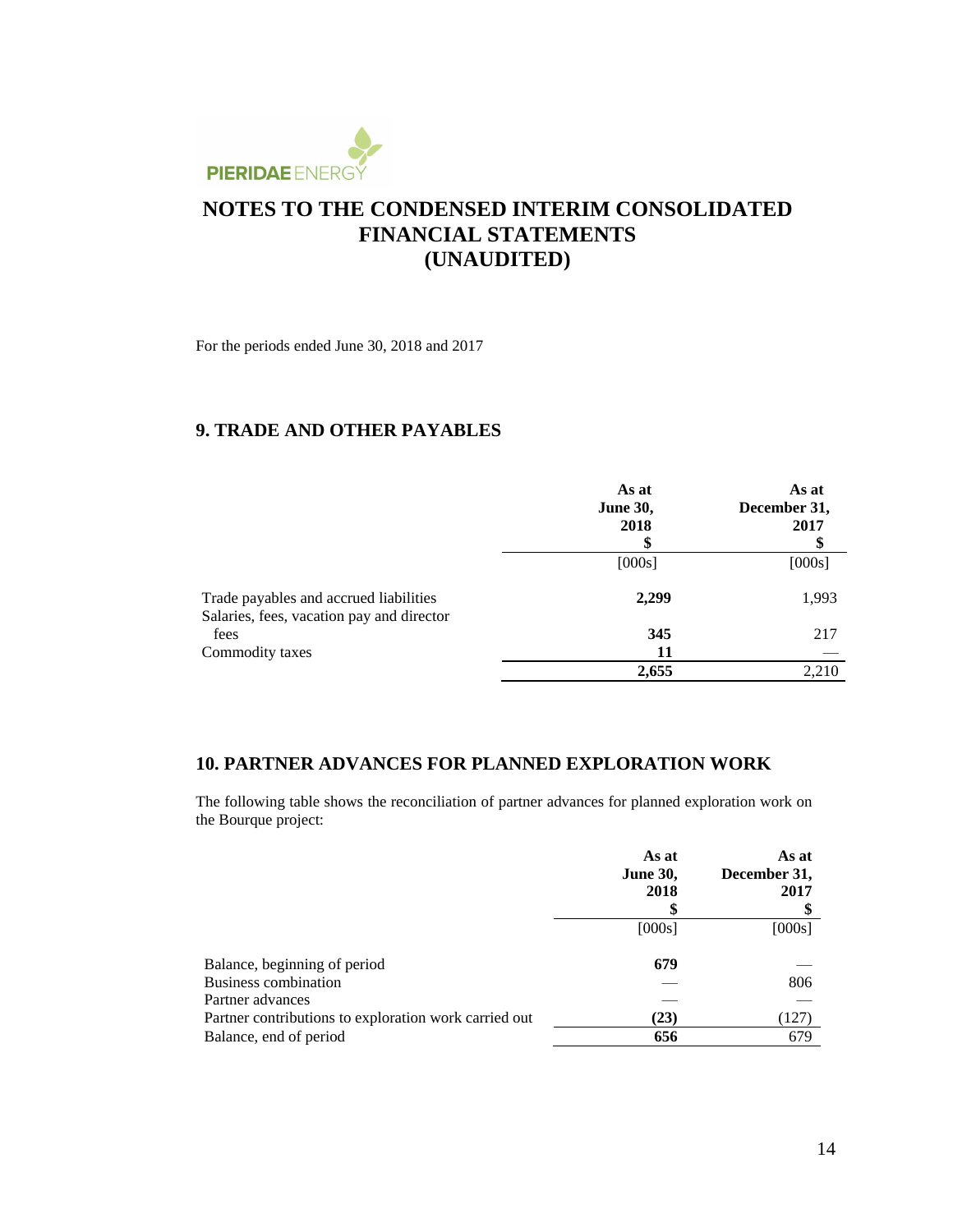# NOTES TO THE CONDENSED INTERIM CONSOLIDATED FINANCIAL STATEMENTS (UNAUDITED)

For the periods ended June 30, 2018 and 2017

## 9. TRADE AND OTHER PAYABLES

| | As at June 30, 2018 $ | As at December 31, 2017 $ |
|---|---|---|
| | [000s] | [000s] |
| Trade payables and accrued liabilities | **2,299** | 1,993 |
| Salaries, fees, vacation pay and director fees | **345** | 217 |
| Commodity taxes | **11** | — |
| | **2,655** | 2,210 |

## 10. PARTNER ADVANCES FOR PLANNED EXPLORATION WORK

The following table shows the reconciliation of partner advances for planned exploration work on the Bourque project:

| | As at June 30, 2018 $ | As at December 31, 2017 $ |
|---|---|---|
| | [000s] | [000s] |
| Balance, beginning of period | **679** | — |
| Business combination | — | 806 |
| Partner advances | — | — |
| Partner contributions to exploration work carried out | **(23)** | (127) |
| Balance, end of period | **656** | 679 |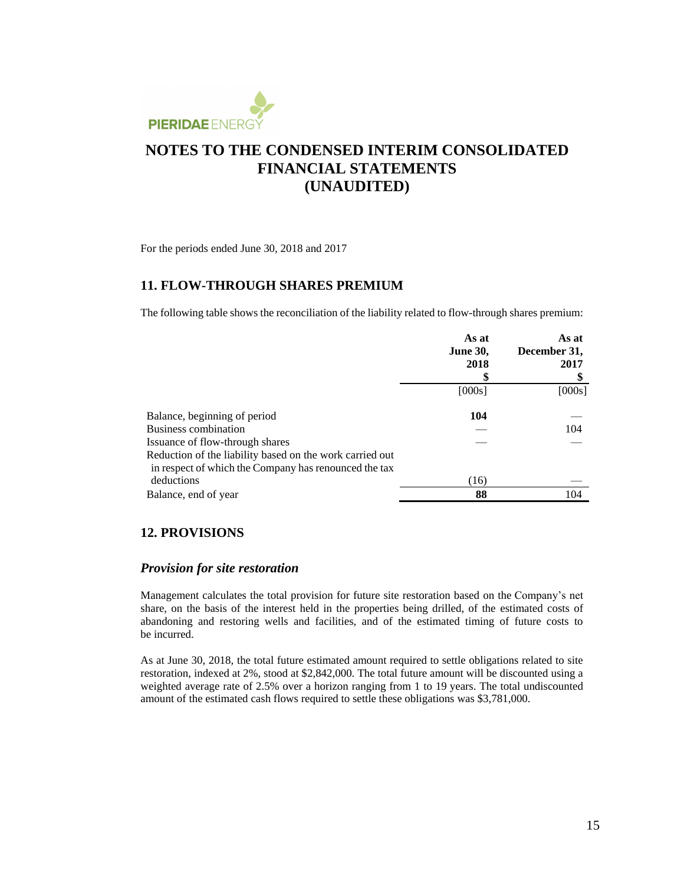# NOTES TO THE CONDENSED INTERIM CONSOLIDATED FINANCIAL STATEMENTS (UNAUDITED)

For the periods ended June 30, 2018 and 2017

## 11. FLOW-THROUGH SHARES PREMIUM

The following table shows the reconciliation of the liability related to flow-through shares premium:

| | As at June 30, 2018 $ | As at December 31, 2017 $ |
|---|---|---|
| | [000s] | [000s] |
| Balance, beginning of period | **104** | — |
| Business combination | — | 104 |
| Issuance of flow-through shares | — | — |
| Reduction of the liability based on the work carried out in respect of which the Company has renounced the tax deductions | (16) | — |
| Balance, end of year | **88** | 104 |

## 12. PROVISIONS

### *Provision for site restoration*

Management calculates the total provision for future site restoration based on the Company's net share, on the basis of the interest held in the properties being drilled, of the estimated costs of abandoning and restoring wells and facilities, and of the estimated timing of future costs to be incurred.

As at June 30, 2018, the total future estimated amount required to settle obligations related to site restoration, indexed at 2%, stood at $2,842,000. The total future amount will be discounted using a weighted average rate of 2.5% over a horizon ranging from 1 to 19 years. The total undiscounted amount of the estimated cash flows required to settle these obligations was $3,781,000.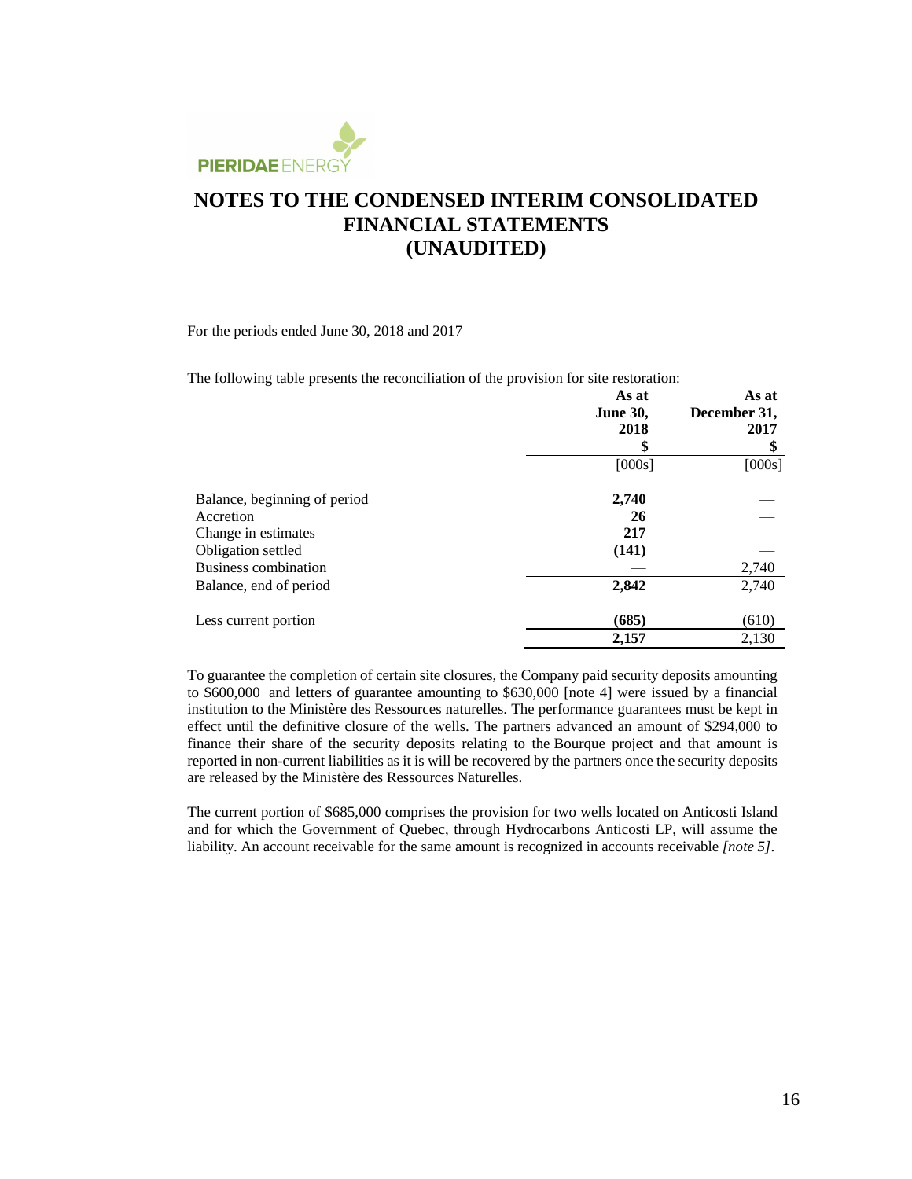# NOTES TO THE CONDENSED INTERIM CONSOLIDATED FINANCIAL STATEMENTS (UNAUDITED)

For the periods ended June 30, 2018 and 2017

The following table presents the reconciliation of the provision for site restoration:

| | As at June 30, 2018 $ | As at December 31, 2017 $ |
|---|---|---|
| | [000s] | [000s] |
| Balance, beginning of period | **2,740** | — |
| Accretion | **26** | — |
| Change in estimates | **217** | — |
| Obligation settled | **(141)** | — |
| Business combination | — | 2,740 |
| Balance, end of period | **2,842** | 2,740 |
| Less current portion | **(685)** | (610) |
| | **2,157** | 2,130 |

To guarantee the completion of certain site closures, the Company paid security deposits amounting to \$600,000 and letters of guarantee amounting to \$630,000 [note 4] were issued by a financial institution to the Ministère des Ressources naturelles. The performance guarantees must be kept in effect until the definitive closure of the wells. The partners advanced an amount of \$294,000 to finance their share of the security deposits relating to the Bourque project and that amount is reported in non-current liabilities as it is will be recovered by the partners once the security deposits are released by the Ministère des Ressources Naturelles.

The current portion of \$685,000 comprises the provision for two wells located on Anticosti Island and for which the Government of Quebec, through Hydrocarbons Anticosti LP, will assume the liability. An account receivable for the same amount is recognized in accounts receivable *[note 5]*.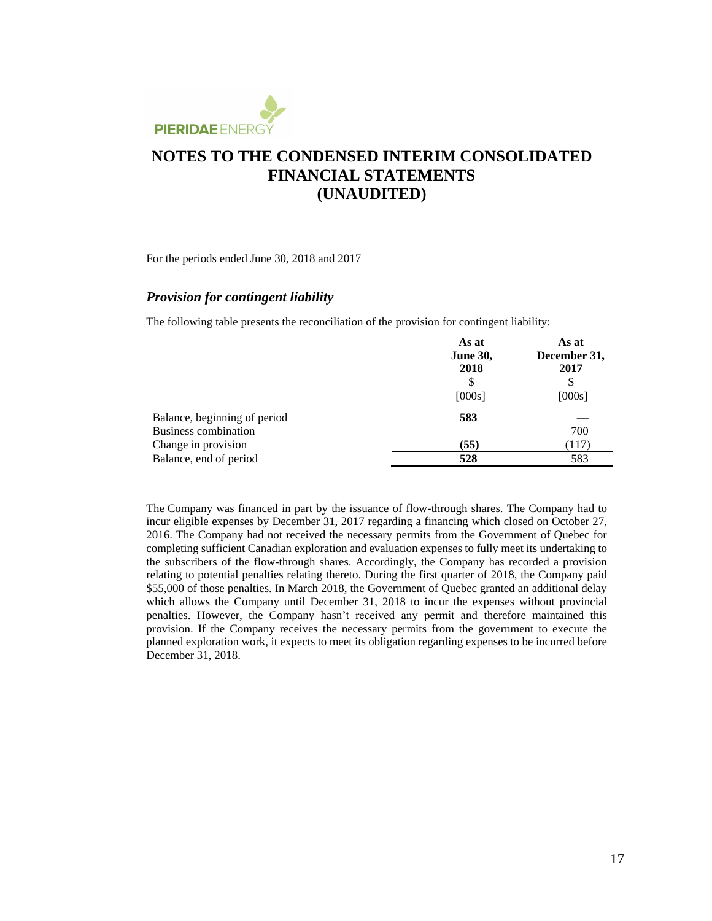# NOTES TO THE CONDENSED INTERIM CONSOLIDATED FINANCIAL STATEMENTS (UNAUDITED)

For the periods ended June 30, 2018 and 2017

### *Provision for contingent liability*

The following table presents the reconciliation of the provision for contingent liability:

| | **As at June 30, 2018** $ | **As at December 31, 2017** $ |
|---|---|---|
| | [000s] | [000s] |
| Balance, beginning of period | **583** | — |
| Business combination | — | 700 |
| Change in provision | **(55)** | (117) |
| Balance, end of period | **528** | 583 |

The Company was financed in part by the issuance of flow-through shares. The Company had to incur eligible expenses by December 31, 2017 regarding a financing which closed on October 27, 2016. The Company had not received the necessary permits from the Government of Quebec for completing sufficient Canadian exploration and evaluation expenses to fully meet its undertaking to the subscribers of the flow-through shares. Accordingly, the Company has recorded a provision relating to potential penalties relating thereto. During the first quarter of 2018, the Company paid $55,000 of those penalties. In March 2018, the Government of Quebec granted an additional delay which allows the Company until December 31, 2018 to incur the expenses without provincial penalties. However, the Company hasn't received any permit and therefore maintained this provision. If the Company receives the necessary permits from the government to execute the planned exploration work, it expects to meet its obligation regarding expenses to be incurred before December 31, 2018.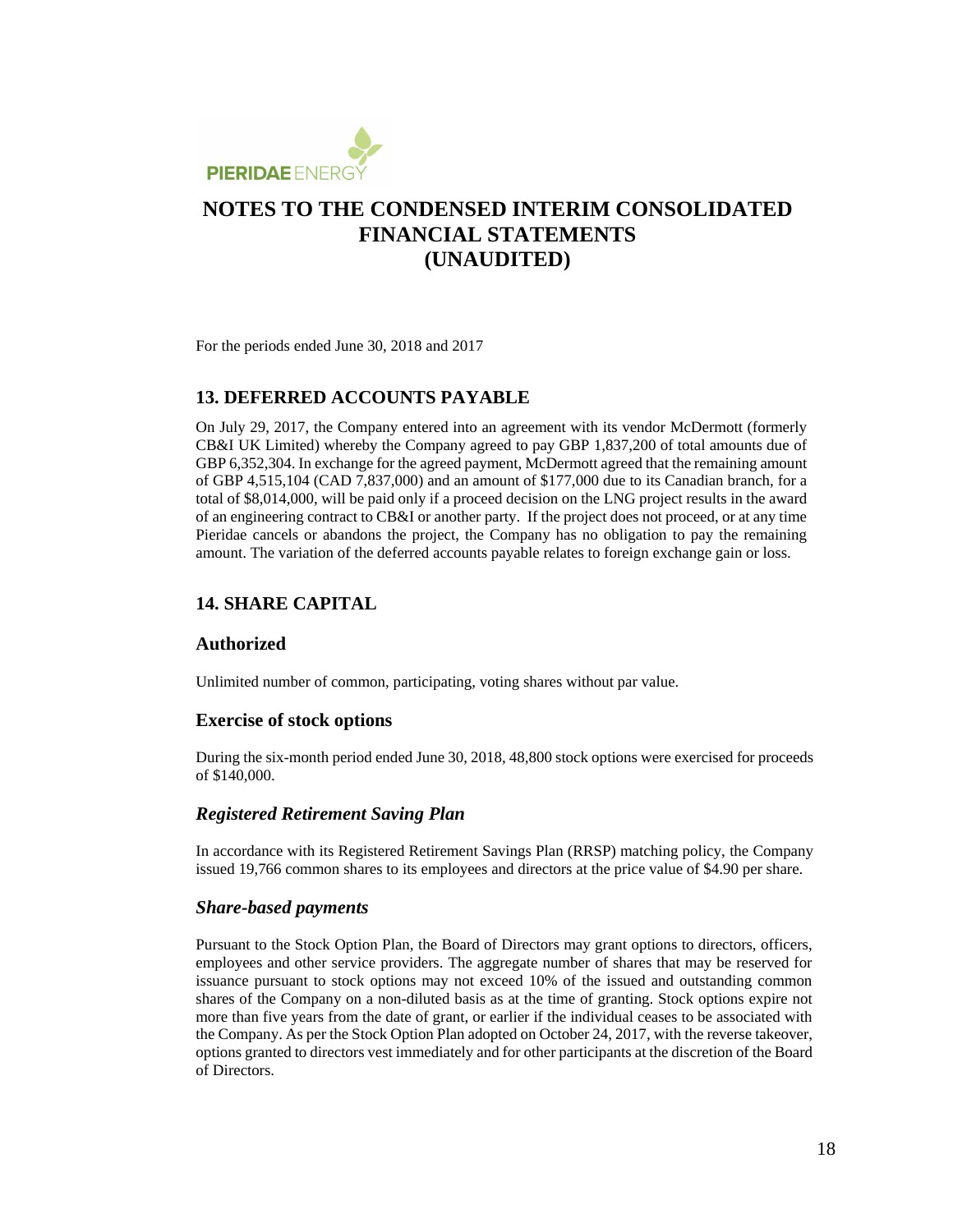# NOTES TO THE CONDENSED INTERIM CONSOLIDATED FINANCIAL STATEMENTS (UNAUDITED)

For the periods ended June 30, 2018 and 2017

## 13. DEFERRED ACCOUNTS PAYABLE

On July 29, 2017, the Company entered into an agreement with its vendor McDermott (formerly CB&I UK Limited) whereby the Company agreed to pay GBP 1,837,200 of total amounts due of GBP 6,352,304. In exchange for the agreed payment, McDermott agreed that the remaining amount of GBP 4,515,104 (CAD 7,837,000) and an amount of $177,000 due to its Canadian branch, for a total of $8,014,000, will be paid only if a proceed decision on the LNG project results in the award of an engineering contract to CB&I or another party. If the project does not proceed, or at any time Pieridae cancels or abandons the project, the Company has no obligation to pay the remaining amount. The variation of the deferred accounts payable relates to foreign exchange gain or loss.

## 14. SHARE CAPITAL

### Authorized

Unlimited number of common, participating, voting shares without par value.

### Exercise of stock options

During the six-month period ended June 30, 2018, 48,800 stock options were exercised for proceeds of $140,000.

### *Registered Retirement Saving Plan*

In accordance with its Registered Retirement Savings Plan (RRSP) matching policy, the Company issued 19,766 common shares to its employees and directors at the price value of $4.90 per share.

### *Share-based payments*

Pursuant to the Stock Option Plan, the Board of Directors may grant options to directors, officers, employees and other service providers. The aggregate number of shares that may be reserved for issuance pursuant to stock options may not exceed 10% of the issued and outstanding common shares of the Company on a non-diluted basis as at the time of granting. Stock options expire not more than five years from the date of grant, or earlier if the individual ceases to be associated with the Company. As per the Stock Option Plan adopted on October 24, 2017, with the reverse takeover, options granted to directors vest immediately and for other participants at the discretion of the Board of Directors.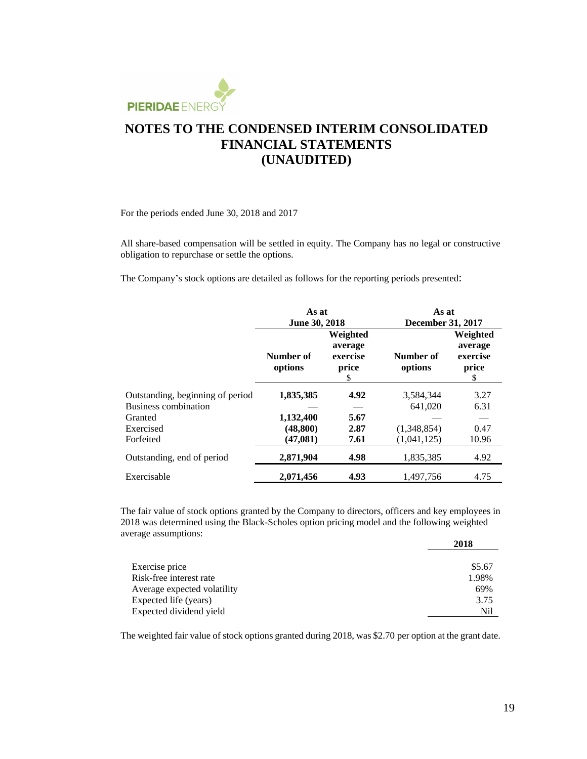# NOTES TO THE CONDENSED INTERIM CONSOLIDATED FINANCIAL STATEMENTS (UNAUDITED)

For the periods ended June 30, 2018 and 2017

All share-based compensation will be settled in equity. The Company has no legal or constructive obligation to repurchase or settle the options.

The Company's stock options are detailed as follows for the reporting periods presented:

| | As at June 30, 2018 | | As at December 31, 2017 | |
|---|---|---|---|---|
| | **Number of options** | **Weighted average exercise price** $ | **Number of options** | **Weighted average exercise price** $ |
| Outstanding, beginning of period | **1,835,385** | **4.92** | 3,584,344 | 3.27 |
| Business combination | — | — | 641,020 | 6.31 |
| Granted | **1,132,400** | **5.67** | — | — |
| Exercised | **(48,800)** | **2.87** | (1,348,854) | 0.47 |
| Forfeited | **(47,081)** | **7.61** | (1,041,125) | 10.96 |
| Outstanding, end of period | **2,871,904** | **4.98** | 1,835,385 | 4.92 |
| Exercisable | **2,071,456** | **4.93** | 1,497,756 | 4.75 |

The fair value of stock options granted by the Company to directors, officers and key employees in 2018 was determined using the Black-Scholes option pricing model and the following weighted average assumptions:

| | 2018 |
|---|---|
| Exercise price | $5.67 |
| Risk-free interest rate | 1.98% |
| Average expected volatility | 69% |
| Expected life (years) | 3.75 |
| Expected dividend yield | Nil |

The weighted fair value of stock options granted during 2018, was $2.70 per option at the grant date.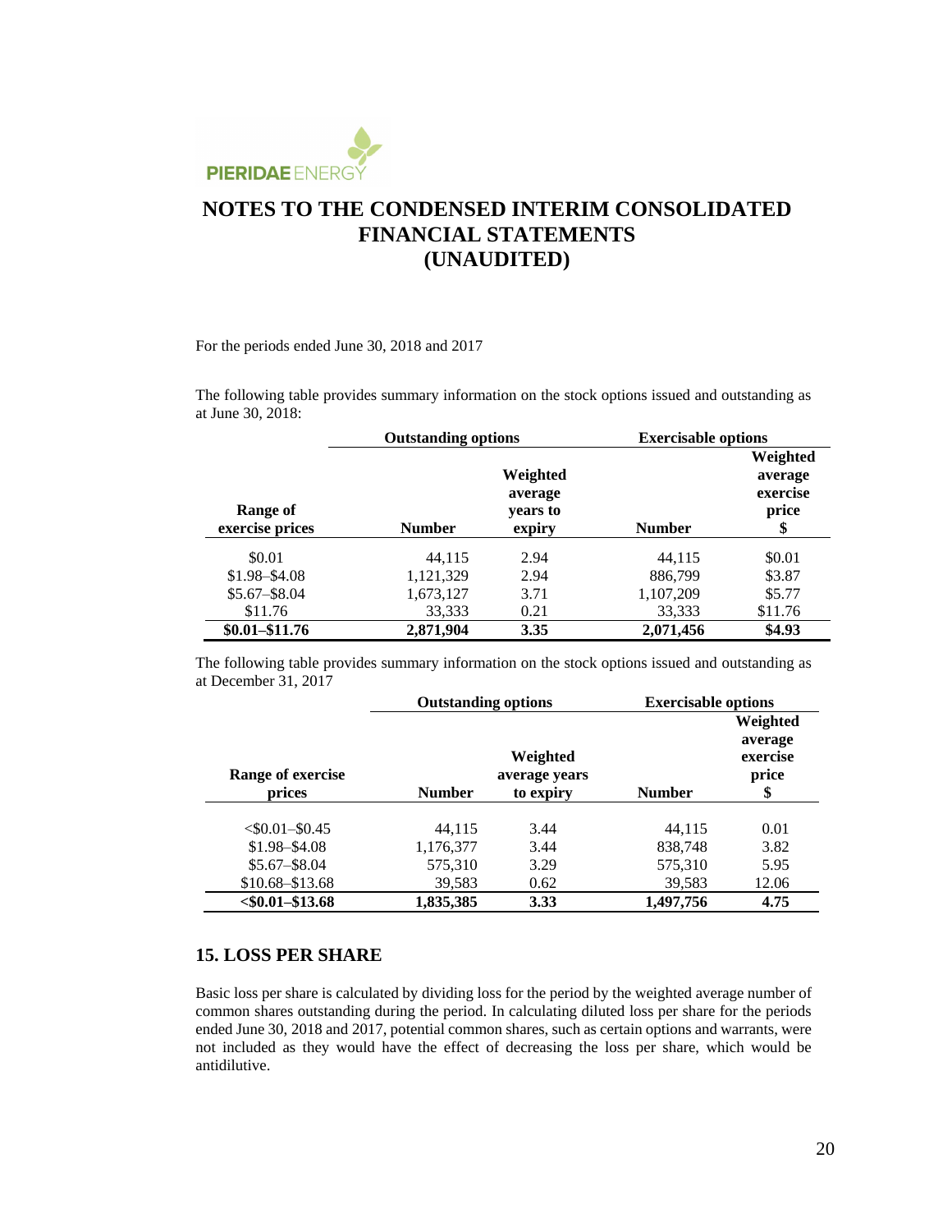For the periods ended June 30, 2018 and 2017

The following table provides summary information on the stock options issued and outstanding as at June 30, 2018:

| | Outstanding options | | Exercisable options | |
|---|---|---|---|---|
| Range of exercise prices | Number | Weighted average years to expiry | Number | Weighted average exercise price $ |
| $0.01 | 44,115 | 2.94 | 44,115 | $0.01 |
| $1.98–$4.08 | 1,121,329 | 2.94 | 886,799 | $3.87 |
| $5.67–$8.04 | 1,673,127 | 3.71 | 1,107,209 | $5.77 |
| $11.76 | 33,333 | 0.21 | 33,333 | $11.76 |
| **$0.01–$11.76** | **2,871,904** | **3.35** | **2,071,456** | **$4.93** |

The following table provides summary information on the stock options issued and outstanding as at December 31, 2017

| | Outstanding options | | Exercisable options | |
|---|---|---|---|---|
| Range of exercise prices | Number | Weighted average years to expiry | Number | Weighted average exercise price $ |
| <$0.01–$0.45 | 44,115 | 3.44 | 44,115 | 0.01 |
| $1.98–$4.08 | 1,176,377 | 3.44 | 838,748 | 3.82 |
| $5.67–$8.04 | 575,310 | 3.29 | 575,310 | 5.95 |
| $10.68–$13.68 | 39,583 | 0.62 | 39,583 | 12.06 |
| **<$0.01–$13.68** | **1,835,385** | **3.33** | **1,497,756** | **4.75** |

## 15. LOSS PER SHARE

Basic loss per share is calculated by dividing loss for the period by the weighted average number of common shares outstanding during the period. In calculating diluted loss per share for the periods ended June 30, 2018 and 2017, potential common shares, such as certain options and warrants, were not included as they would have the effect of decreasing the loss per share, which would be antidilutive.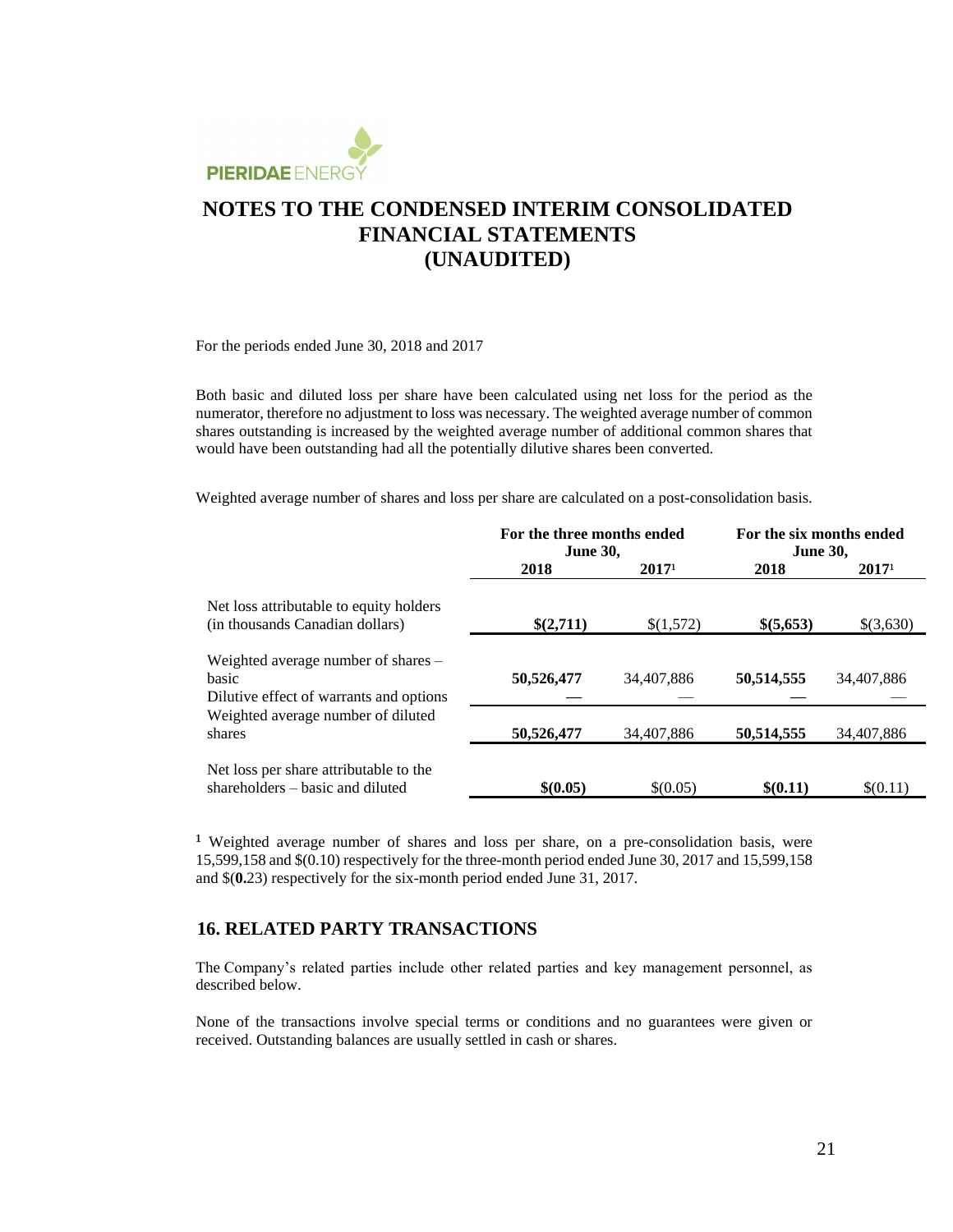# NOTES TO THE CONDENSED INTERIM CONSOLIDATED FINANCIAL STATEMENTS (UNAUDITED)

For the periods ended June 30, 2018 and 2017

Both basic and diluted loss per share have been calculated using net loss for the period as the numerator, therefore no adjustment to loss was necessary. The weighted average number of common shares outstanding is increased by the weighted average number of additional common shares that would have been outstanding had all the potentially dilutive shares been converted.

Weighted average number of shares and loss per share are calculated on a post-consolidation basis.

| | For the three months ended June 30, | | For the six months ended June 30, | |
|---|---|---|---|---|
| | **2018** | **2017**[1] | **2018** | **2017**[1] |
| Net loss attributable to equity holders (in thousands Canadian dollars) | **$(2,711)** | $(1,572) | **$(5,653)** | $(3,630) |
| Weighted average number of shares – basic | **50,526,477** | 34,407,886 | **50,514,555** | 34,407,886 |
| Dilutive effect of warrants and options | **—** | — | **—** | — |
| Weighted average number of diluted shares | **50,526,477** | 34,407,886 | **50,514,555** | 34,407,886 |
| Net loss per share attributable to the shareholders – basic and diluted | **$(0.05)** | $(0.05) | **$(0.11)** | $(0.11) |

[1] Weighted average number of shares and loss per share, on a pre-consolidation basis, were 15,599,158 and $(0.10) respectively for the three-month period ended June 30, 2017 and 15,599,158 and $(**0.**23) respectively for the six-month period ended June 31, 2017.

## 16. RELATED PARTY TRANSACTIONS

The Company's related parties include other related parties and key management personnel, as described below.

None of the transactions involve special terms or conditions and no guarantees were given or received. Outstanding balances are usually settled in cash or shares.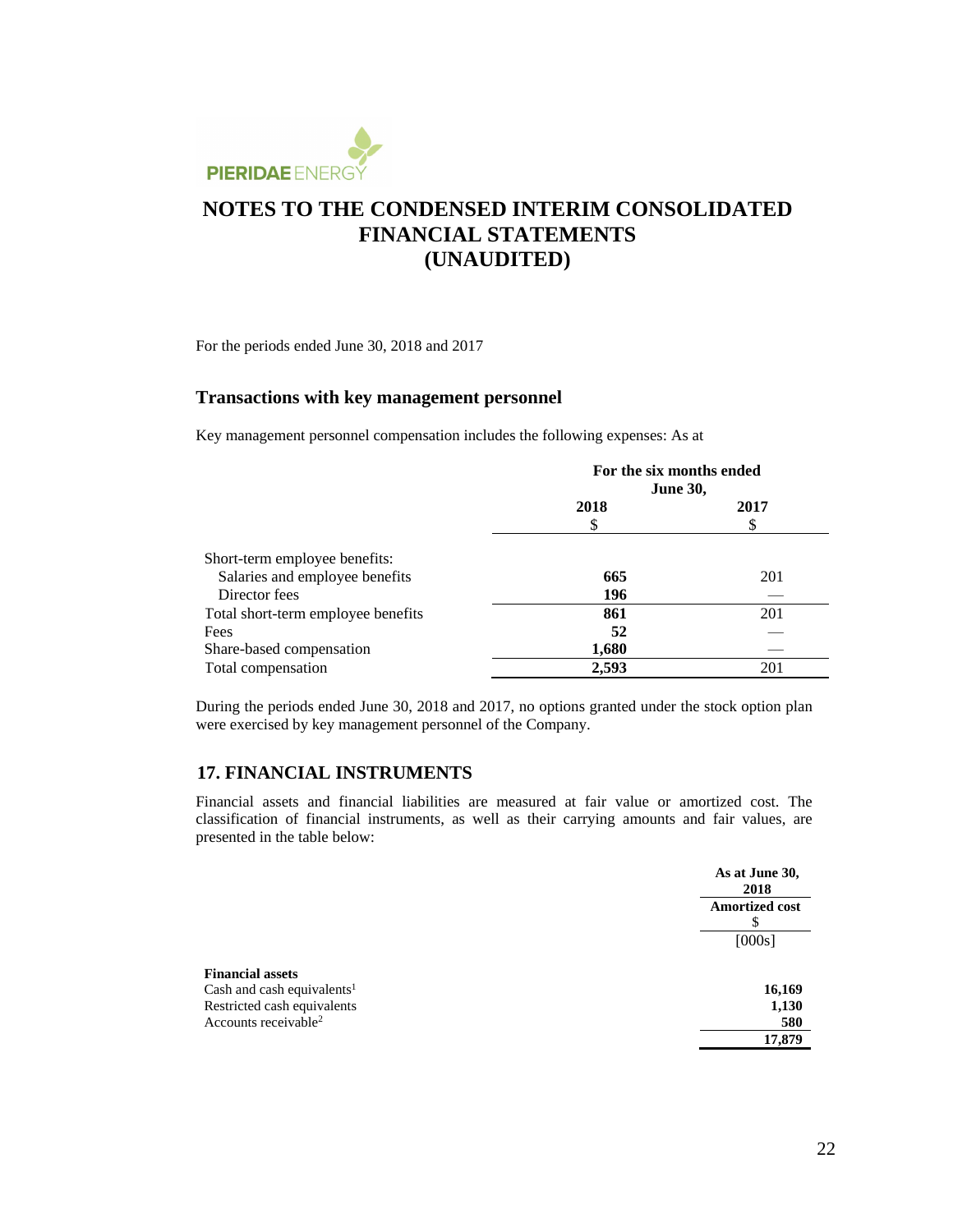# NOTES TO THE CONDENSED INTERIM CONSOLIDATED FINANCIAL STATEMENTS (UNAUDITED)

For the periods ended June 30, 2018 and 2017

## Transactions with key management personnel

Key management personnel compensation includes the following expenses: As at

| | For the six months ended June 30, | |
|---|---|---|
| | 2018 | 2017 |
| | $ | $ |
| Short-term employee benefits: | | |
| Salaries and employee benefits | **665** | 201 |
| Director fees | **196** | — |
| Total short-term employee benefits | **861** | 201 |
| Fees | **52** | — |
| Share-based compensation | **1,680** | — |
| Total compensation | **2,593** | 201 |

During the periods ended June 30, 2018 and 2017, no options granted under the stock option plan were exercised by key management personnel of the Company.

## 17. FINANCIAL INSTRUMENTS

Financial assets and financial liabilities are measured at fair value or amortized cost. The classification of financial instruments, as well as their carrying amounts and fair values, are presented in the table below:

| | As at June 30, 2018 |
|---|---|
| | Amortized cost |
| | $ |
| | [000s] |
| **Financial assets** | |
| Cash and cash equivalents[1] | **16,169** |
| Restricted cash equivalents | **1,130** |
| Accounts receivable[2] | **580** |
| | **17,879** |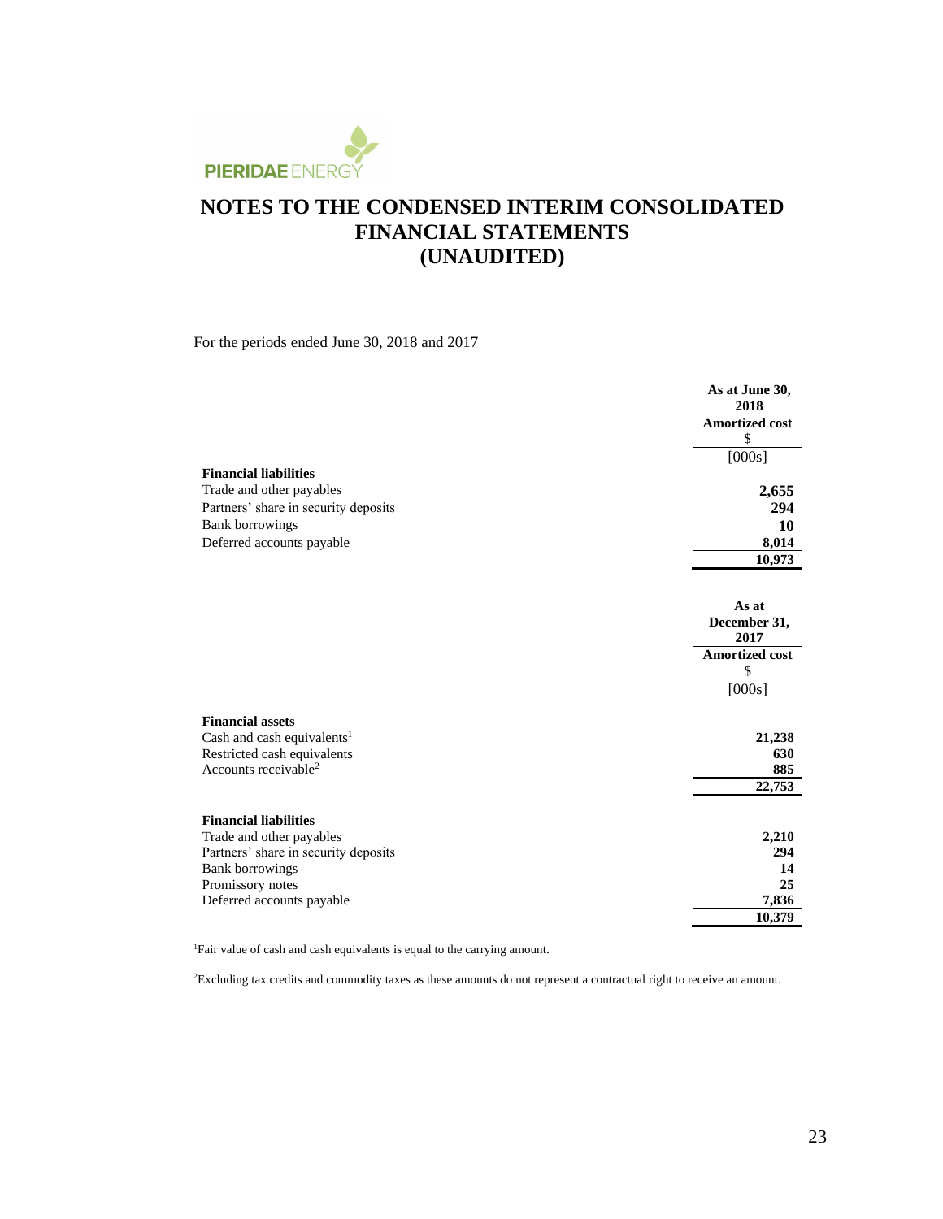# NOTES TO THE CONDENSED INTERIM CONSOLIDATED FINANCIAL STATEMENTS (UNAUDITED)

For the periods ended June 30, 2018 and 2017

| | As at June 30, 2018 |
|---|---|
| | Amortized cost<br>$ |
| | [000s] |
| **Financial liabilities** | |
| Trade and other payables | **2,655** |
| Partners' share in security deposits | **294** |
| Bank borrowings | **10** |
| Deferred accounts payable | **8,014** |
| | **10,973** |

| | As at December 31, 2017 |
|---|---|
| | Amortized cost<br>$ |
| | [000s] |
| **Financial assets** | |
| Cash and cash equivalents[1] | 21,238 |
| Restricted cash equivalents | 630 |
| Accounts receivable[2] | 885 |
| | 22,753 |
| **Financial liabilities** | |
| Trade and other payables | 2,210 |
| Partners' share in security deposits | 294 |
| Bank borrowings | 14 |
| Promissory notes | 25 |
| Deferred accounts payable | 7,836 |
| | 10,379 |

[1]Fair value of cash and cash equivalents is equal to the carrying amount.

[2]Excluding tax credits and commodity taxes as these amounts do not represent a contractual right to receive an amount.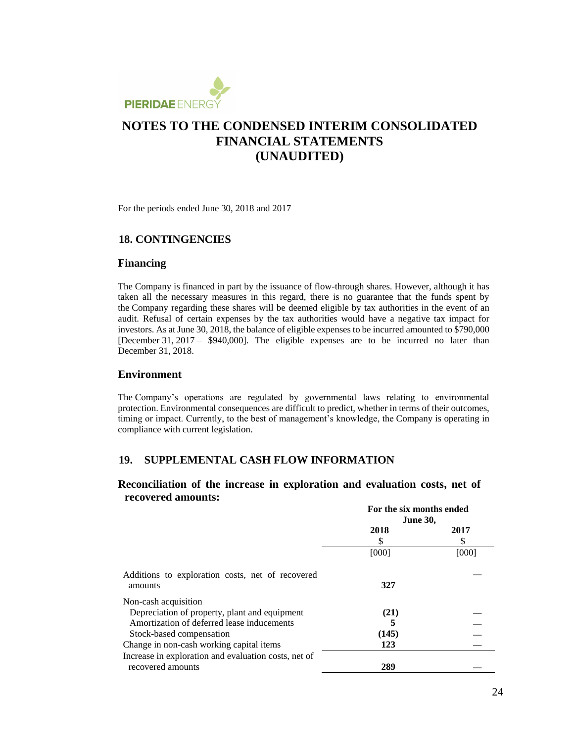# NOTES TO THE CONDENSED INTERIM CONSOLIDATED FINANCIAL STATEMENTS (UNAUDITED)

For the periods ended June 30, 2018 and 2017

## 18. CONTINGENCIES

### Financing

The Company is financed in part by the issuance of flow-through shares. However, although it has taken all the necessary measures in this regard, there is no guarantee that the funds spent by the Company regarding these shares will be deemed eligible by tax authorities in the event of an audit. Refusal of certain expenses by the tax authorities would have a negative tax impact for investors. As at June 30, 2018, the balance of eligible expenses to be incurred amounted to $790,000 [December 31, 2017 – $940,000]. The eligible expenses are to be incurred no later than December 31, 2018.

### Environment

The Company's operations are regulated by governmental laws relating to environmental protection. Environmental consequences are difficult to predict, whether in terms of their outcomes, timing or impact. Currently, to the best of management's knowledge, the Company is operating in compliance with current legislation.

## 19. SUPPLEMENTAL CASH FLOW INFORMATION

### Reconciliation of the increase in exploration and evaluation costs, net of recovered amounts:

| | For the six months ended June 30, | |
|---|---|---|
| | 2018 | 2017 |
| | $ | $ |
| | [000] | [000] |
| Additions to exploration costs, net of recovered amounts | 327 | — |
| Non-cash acquisition | | |
| Depreciation of property, plant and equipment | (21) | — |
| Amortization of deferred lease inducements | 5 | — |
| Stock-based compensation | (145) | — |
| Change in non-cash working capital items | 123 | — |
| Increase in exploration and evaluation costs, net of recovered amounts | 289 | — |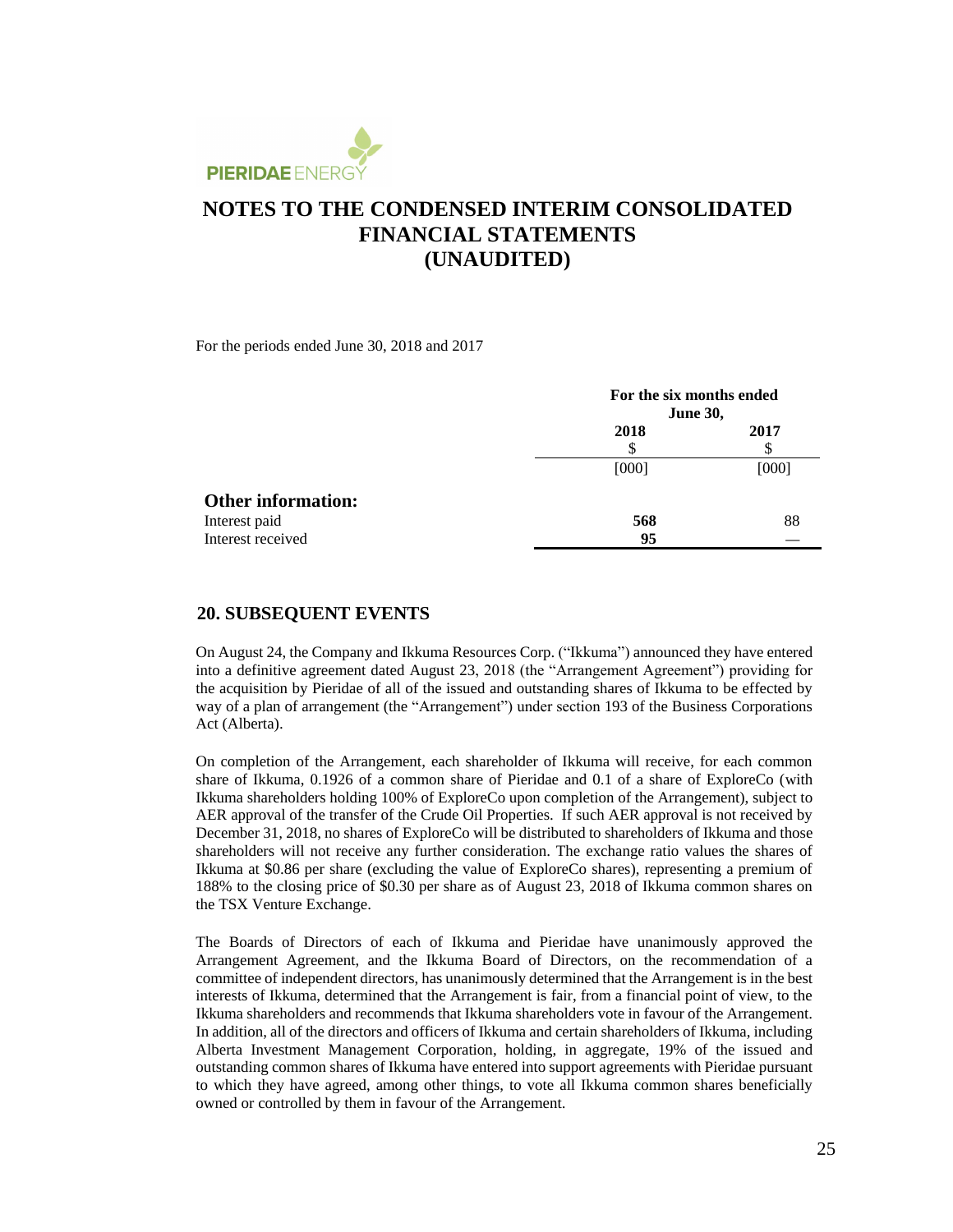# NOTES TO THE CONDENSED INTERIM CONSOLIDATED FINANCIAL STATEMENTS (UNAUDITED)

For the periods ended June 30, 2018 and 2017

| | For the six months ended June 30, | |
|---|---|---|
| | **2018** | **2017** |
| | $ | $ |
| | [000] | [000] |
| **Other information:** | | |
| Interest paid | **568** | 88 |
| Interest received | **95** | — |

## 20. SUBSEQUENT EVENTS

On August 24, the Company and Ikkuma Resources Corp. ("Ikkuma") announced they have entered into a definitive agreement dated August 23, 2018 (the "Arrangement Agreement") providing for the acquisition by Pieridae of all of the issued and outstanding shares of Ikkuma to be effected by way of a plan of arrangement (the "Arrangement") under section 193 of the Business Corporations Act (Alberta).

On completion of the Arrangement, each shareholder of Ikkuma will receive, for each common share of Ikkuma, 0.1926 of a common share of Pieridae and 0.1 of a share of ExploreCo (with Ikkuma shareholders holding 100% of ExploreCo upon completion of the Arrangement), subject to AER approval of the transfer of the Crude Oil Properties. If such AER approval is not received by December 31, 2018, no shares of ExploreCo will be distributed to shareholders of Ikkuma and those shareholders will not receive any further consideration. The exchange ratio values the shares of Ikkuma at $0.86 per share (excluding the value of ExploreCo shares), representing a premium of 188% to the closing price of $0.30 per share as of August 23, 2018 of Ikkuma common shares on the TSX Venture Exchange.

The Boards of Directors of each of Ikkuma and Pieridae have unanimously approved the Arrangement Agreement, and the Ikkuma Board of Directors, on the recommendation of a committee of independent directors, has unanimously determined that the Arrangement is in the best interests of Ikkuma, determined that the Arrangement is fair, from a financial point of view, to the Ikkuma shareholders and recommends that Ikkuma shareholders vote in favour of the Arrangement. In addition, all of the directors and officers of Ikkuma and certain shareholders of Ikkuma, including Alberta Investment Management Corporation, holding, in aggregate, 19% of the issued and outstanding common shares of Ikkuma have entered into support agreements with Pieridae pursuant to which they have agreed, among other things, to vote all Ikkuma common shares beneficially owned or controlled by them in favour of the Arrangement.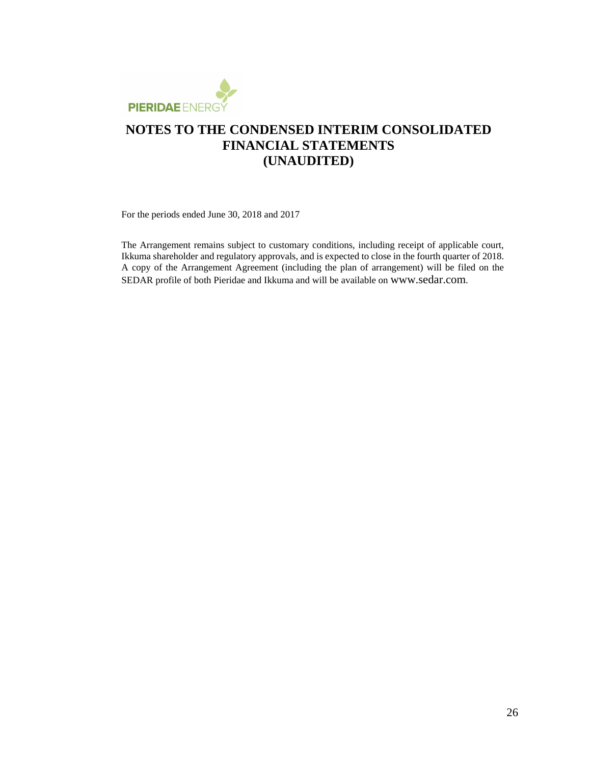# NOTES TO THE CONDENSED INTERIM CONSOLIDATED FINANCIAL STATEMENTS (UNAUDITED)

For the periods ended June 30, 2018 and 2017

The Arrangement remains subject to customary conditions, including receipt of applicable court, Ikkuma shareholder and regulatory approvals, and is expected to close in the fourth quarter of 2018. A copy of the Arrangement Agreement (including the plan of arrangement) will be filed on the SEDAR profile of both Pieridae and Ikkuma and will be available on www.sedar.com.